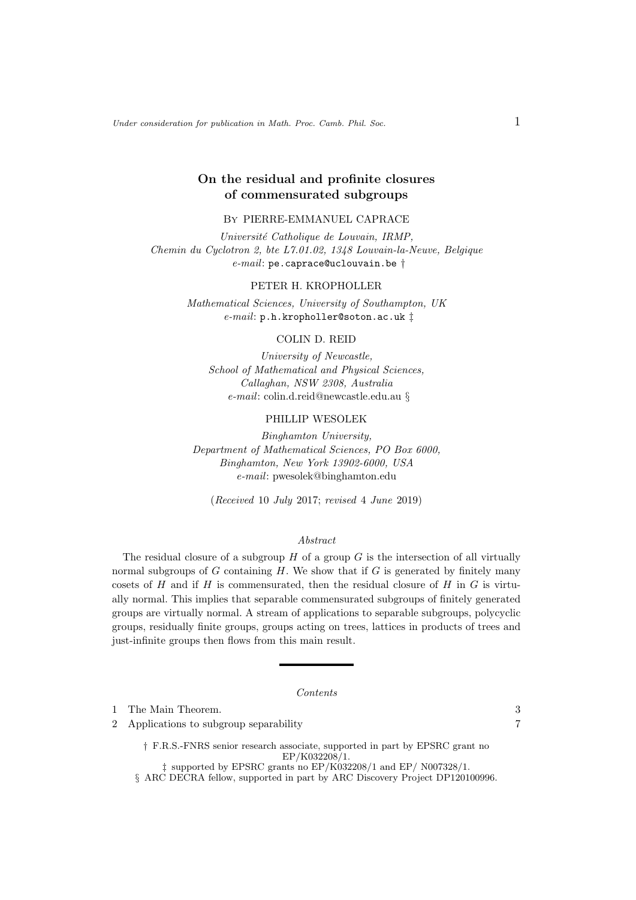# On the residual and profinite closures of commensurated subgroups

By PIERRE-EMMANUEL CAPRACE

*Université Catholique de Louvain, IRMP,*
*Chemin du Cyclotron 2, bte L7.01.02, 1348 Louvain-la-Neuve, Belgique*
*e-mail*: pe.caprace@uclouvain.be †

PETER H. KROPHOLLER

*Mathematical Sciences, University of Southampton, UK*
*e-mail*: p.h.kropholler@soton.ac.uk ‡

COLIN D. REID

*University of Newcastle,*
*School of Mathematical and Physical Sciences,*
*Callaghan, NSW 2308, Australia*
*e-mail*: colin.d.reid@newcastle.edu.au §

PHILLIP WESOLEK

*Binghamton University,*
*Department of Mathematical Sciences, PO Box 6000,*
*Binghamton, New York 13902-6000, USA*
*e-mail*: pwesolek@binghamton.edu

(*Received* 10 *July* 2017; *revised* 4 *June* 2019)

*Abstract*

The residual closure of a subgroup $H$ of a group $G$ is the intersection of all virtually normal subgroups of $G$ containing $H$. We show that if $G$ is generated by finitely many cosets of $H$ and if $H$ is commensurated, then the residual closure of $H$ in $G$ is virtually normal. This implies that separable commensurated subgroups of finitely generated groups are virtually normal. A stream of applications to separable subgroups, polycyclic groups, residually finite groups, groups acting on trees, lattices in products of trees and just-infinite groups then flows from this main result.

*Contents*

1 The Main Theorem. 3
2 Applications to subgroup separability 7

† F.R.S.-FNRS senior research associate, supported in part by EPSRC grant no EP/K032208/1.

‡ supported by EPSRC grants no EP/K032208/1 and EP/ N007328/1.

§ ARC DECRA fellow, supported in part by ARC Discovery Project DP120100996.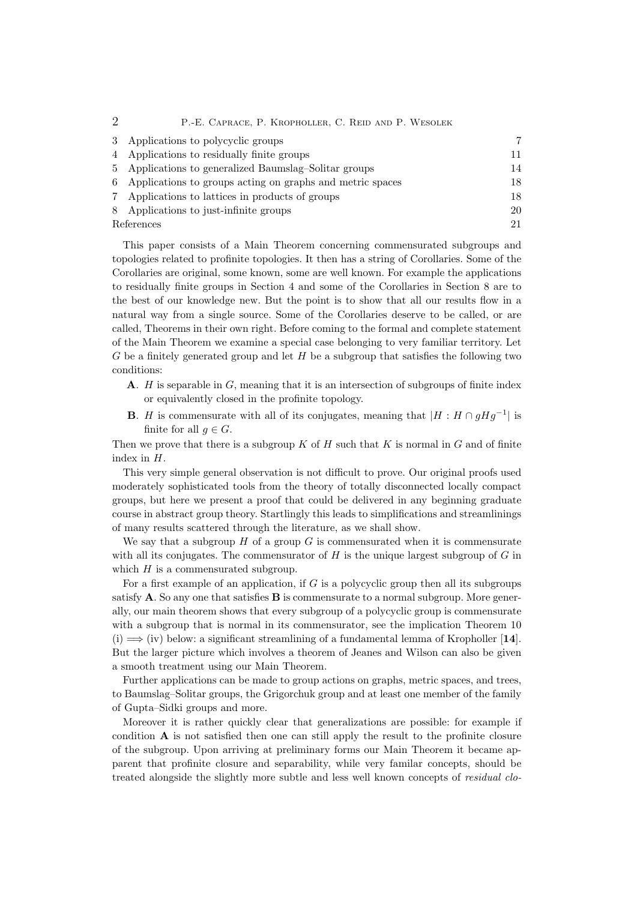| | | |
|---|---|---|
| 3 | Applications to polycyclic groups | 7 |
| 4 | Applications to residually finite groups | 11 |
| 5 | Applications to generalized Baumslag–Solitar groups | 14 |
| 6 | Applications to groups acting on graphs and metric spaces | 18 |
| 7 | Applications to lattices in products of groups | 18 |
| 8 | Applications to just-infinite groups | 20 |
| | References | 21 |

This paper consists of a Main Theorem concerning commensurated subgroups and topologies related to profinite topologies. It then has a string of Corollaries. Some of the Corollaries are original, some known, some are well known. For example the applications to residually finite groups in Section 4 and some of the Corollaries in Section 8 are to the best of our knowledge new. But the point is to show that all our results flow in a natural way from a single source. Some of the Corollaries deserve to be called, or are called, Theorems in their own right. Before coming to the formal and complete statement of the Main Theorem we examine a special case belonging to very familiar territory. Let $G$ be a finitely generated group and let $H$ be a subgroup that satisfies the following two conditions:

- **A**. $H$ is separable in $G$, meaning that it is an intersection of subgroups of finite index or equivalently closed in the profinite topology.
- **B**. $H$ is commensurate with all of its conjugates, meaning that $|H : H \cap gHg^{-1}|$ is finite for all $g \in G$.

Then we prove that there is a subgroup $K$ of $H$ such that $K$ is normal in $G$ and of finite index in $H$.

This very simple general observation is not difficult to prove. Our original proofs used moderately sophisticated tools from the theory of totally disconnected locally compact groups, but here we present a proof that could be delivered in any beginning graduate course in abstract group theory. Startlingly this leads to simplifications and streamlinings of many results scattered through the literature, as we shall show.

We say that a subgroup $H$ of a group $G$ is commensurated when it is commensurate with all its conjugates. The commensurator of $H$ is the unique largest subgroup of $G$ in which $H$ is a commensurated subgroup.

For a first example of an application, if $G$ is a polycyclic group then all its subgroups satisfy **A**. So any one that satisfies **B** is commensurate to a normal subgroup. More generally, our main theorem shows that every subgroup of a polycyclic group is commensurate with a subgroup that is normal in its commensurator, see the implication Theorem 10 (i) $\implies$ (iv) below: a significant streamlining of a fundamental lemma of Kropholler [**14**]. But the larger picture which involves a theorem of Jeanes and Wilson can also be given a smooth treatment using our Main Theorem.

Further applications can be made to group actions on graphs, metric spaces, and trees, to Baumslag–Solitar groups, the Grigorchuk group and at least one member of the family of Gupta–Sidki groups and more.

Moreover it is rather quickly clear that generalizations are possible: for example if condition **A** is not satisfied then one can still apply the result to the profinite closure of the subgroup. Upon arriving at preliminary forms our Main Theorem it became apparent that profinite closure and separability, while very familar concepts, should be treated alongside the slightly more subtle and less well known concepts of *residual clo-*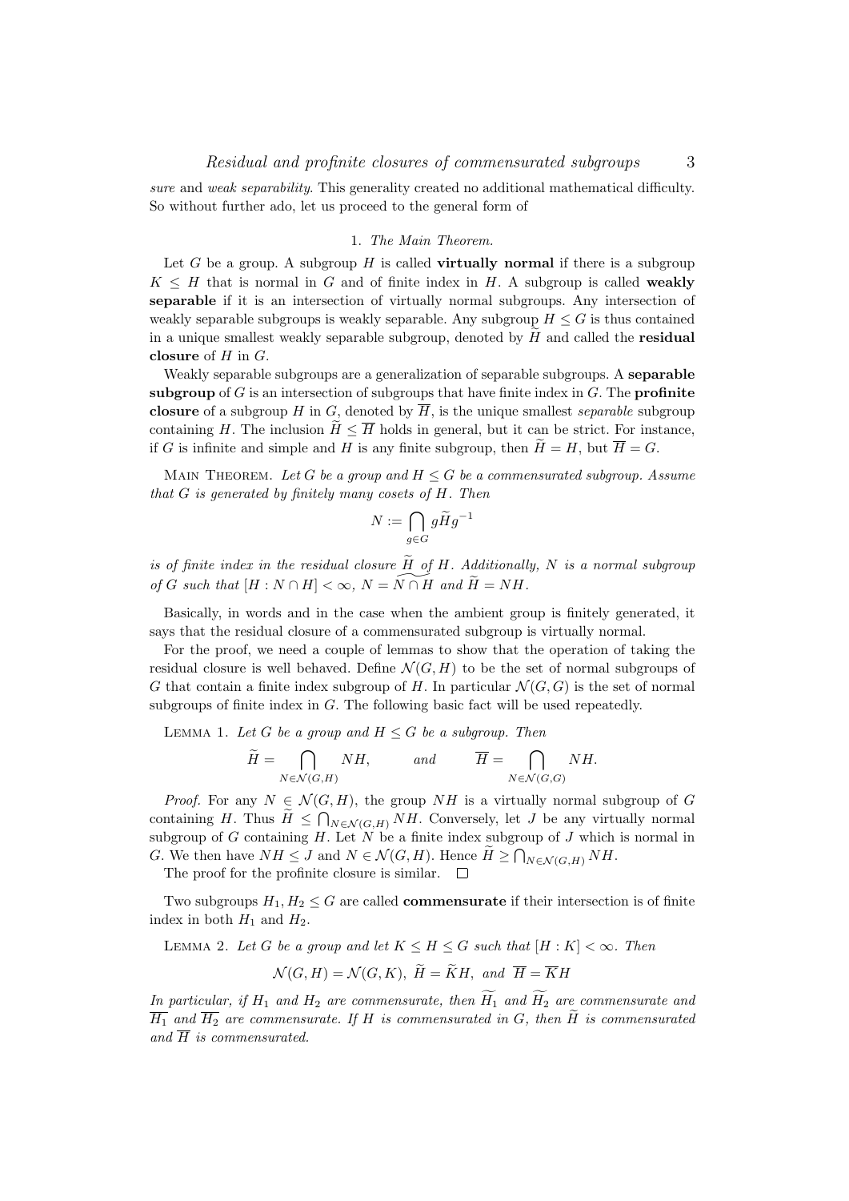*sure* and *weak separability*. This generality created no additional mathematical difficulty. So without further ado, let us proceed to the general form of

## 1. *The Main Theorem.*

Let $G$ be a group. A subgroup $H$ is called **virtually normal** if there is a subgroup $K \leq H$ that is normal in $G$ and of finite index in $H$. A subgroup is called **weakly separable** if it is an intersection of virtually normal subgroups. Any intersection of weakly separable subgroups is weakly separable. Any subgroup $H \leq G$ is thus contained in a unique smallest weakly separable subgroup, denoted by $\widetilde{H}$ and called the **residual closure** of $H$ in $G$.

Weakly separable subgroups are a generalization of separable subgroups. A **separable subgroup** of $G$ is an intersection of subgroups that have finite index in $G$. The **profinite closure** of a subgroup $H$ in $G$, denoted by $\overline{H}$, is the unique smallest *separable* subgroup containing $H$. The inclusion $\widetilde{H} \leq \overline{H}$ holds in general, but it can be strict. For instance, if $G$ is infinite and simple and $H$ is any finite subgroup, then $\widetilde{H} = H$, but $\overline{H} = G$.

Main Theorem. *Let $G$ be a group and $H \leq G$ be a commensurated subgroup. Assume that $G$ is generated by finitely many cosets of $H$. Then*

$$N := \bigcap_{g \in G} g\widetilde{H}g^{-1}$$

*is of finite index in the residual closure $\widetilde{H}$ of $H$. Additionally, $N$ is a normal subgroup of $G$ such that $[H : N \cap H] < \infty$, $N = \widetilde{N \cap H}$ and $\widetilde{H} = NH$.*

Basically, in words and in the case when the ambient group is finitely generated, it says that the residual closure of a commensurated subgroup is virtually normal.

For the proof, we need a couple of lemmas to show that the operation of taking the residual closure is well behaved. Define $\mathcal{N}(G, H)$ to be the set of normal subgroups of $G$ that contain a finite index subgroup of $H$. In particular $\mathcal{N}(G, G)$ is the set of normal subgroups of finite index in $G$. The following basic fact will be used repeatedly.

Lemma 1. *Let $G$ be a group and $H \leq G$ be a subgroup. Then*

$$\widetilde{H} = \bigcap_{N \in \mathcal{N}(G,H)} NH, \qquad \text{and} \qquad \overline{H} = \bigcap_{N \in \mathcal{N}(G,G)} NH.$$

*Proof.* For any $N \in \mathcal{N}(G, H)$, the group $NH$ is a virtually normal subgroup of $G$ containing $H$. Thus $\widetilde{H} \leq \bigcap_{N \in \mathcal{N}(G,H)} NH$. Conversely, let $J$ be any virtually normal subgroup of $G$ containing $H$. Let $N$ be a finite index subgroup of $J$ which is normal in $G$. We then have $NH \leq J$ and $N \in \mathcal{N}(G, H)$. Hence $\widetilde{H} \geq \bigcap_{N \in \mathcal{N}(G,H)} NH$.

The proof for the profinite closure is similar. $\square$

Two subgroups $H_1, H_2 \leq G$ are called **commensurate** if their intersection is of finite index in both $H_1$ and $H_2$.

Lemma 2. *Let $G$ be a group and let $K \leq H \leq G$ such that $[H : K] < \infty$. Then*

$$\mathcal{N}(G, H) = \mathcal{N}(G, K), \ \widetilde{H} = \widetilde{K}H, \ \text{and} \ \overline{H} = \overline{K}H$$

*In particular, if $H_1$ and $H_2$ are commensurate, then $\widetilde{H_1}$ and $\widetilde{H_2}$ are commensurate and $\overline{H_1}$ and $\overline{H_2}$ are commensurate. If $H$ is commensurated in $G$, then $\widetilde{H}$ is commensurated and $\overline{H}$ is commensurated.*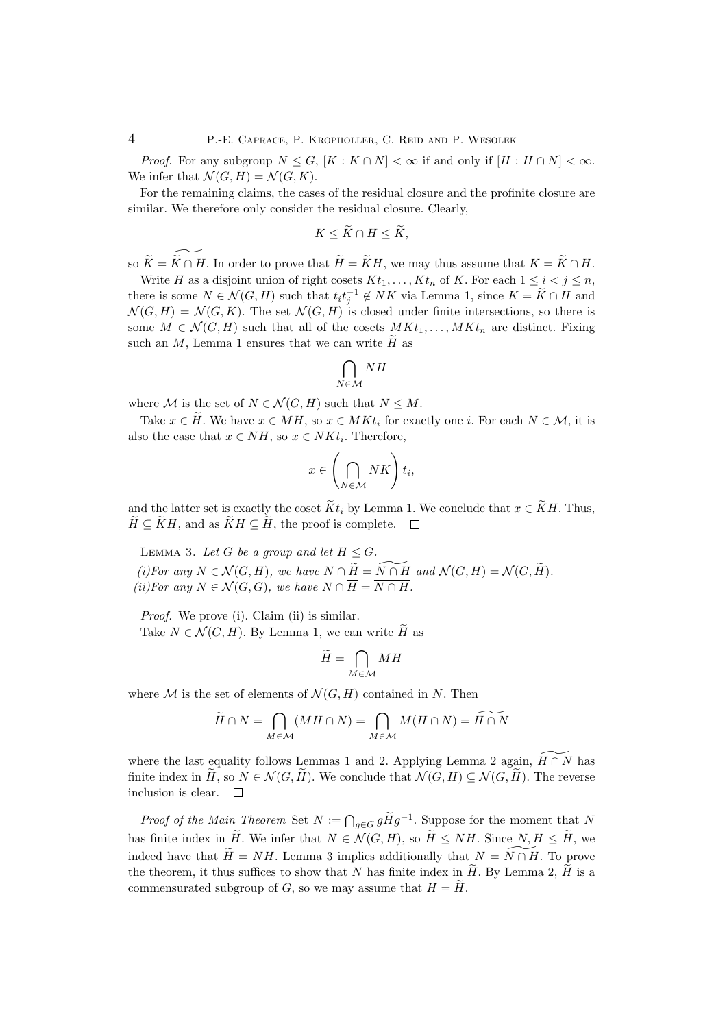*Proof.* For any subgroup $N \leq G$, $[K : K \cap N] < \infty$ if and only if $[H : H \cap N] < \infty$. We infer that $\mathcal{N}(G, H) = \mathcal{N}(G, K)$.

For the remaining claims, the cases of the residual closure and the profinite closure are similar. We therefore only consider the residual closure. Clearly,

$$K \leq \widetilde{K} \cap H \leq \widetilde{K},$$

so $\widetilde{K} = \widetilde{\widetilde{K} \cap H}$. In order to prove that $\widetilde{H} = \widetilde{K}H$, we may thus assume that $K = \widetilde{K} \cap H$.

Write $H$ as a disjoint union of right cosets $Kt_1, \ldots, Kt_n$ of $K$. For each $1 \leq i < j \leq n$, there is some $N \in \mathcal{N}(G, H)$ such that $t_i t_j^{-1} \notin NK$ via Lemma 1, since $K = \widetilde{K} \cap H$ and $\mathcal{N}(G, H) = \mathcal{N}(G, K)$. The set $\mathcal{N}(G, H)$ is closed under finite intersections, so there is some $M \in \mathcal{N}(G, H)$ such that all of the cosets $MKt_1, \ldots, MKt_n$ are distinct. Fixing such an $M$, Lemma 1 ensures that we can write $\widetilde{H}$ as

$$\bigcap_{N \in \mathcal{M}} NH$$

where $\mathcal{M}$ is the set of $N \in \mathcal{N}(G, H)$ such that $N \leq M$.

Take $x \in \widetilde{H}$. We have $x \in MH$, so $x \in MKt_i$ for exactly one $i$. For each $N \in \mathcal{M}$, it is also the case that $x \in NH$, so $x \in NKt_i$. Therefore,

$$x \in \left( \bigcap_{N \in \mathcal{M}} NK \right) t_i,$$

and the latter set is exactly the coset $\widetilde{K}t_i$ by Lemma 1. We conclude that $x \in \widetilde{K}H$. Thus, $\widetilde{H} \subseteq \widetilde{K}H$, and as $\widetilde{K}H \subseteq \widetilde{H}$, the proof is complete. $\square$

Lemma 3. *Let $G$ be a group and let $H \leq G$.*

*(i)For any $N \in \mathcal{N}(G, H)$, we have $N \cap \widetilde{H} = \widetilde{N \cap H}$ and $\mathcal{N}(G, H) = \mathcal{N}(G, \widetilde{H})$.*
*(ii)For any $N \in \mathcal{N}(G, G)$, we have $N \cap \overline{H} = \overline{N \cap H}$.*

*Proof.* We prove (i). Claim (ii) is similar.

Take $N \in \mathcal{N}(G, H)$. By Lemma 1, we can write $\widetilde{H}$ as

$$\widetilde{H} = \bigcap_{M \in \mathcal{M}} MH$$

where $\mathcal{M}$ is the set of elements of $\mathcal{N}(G, H)$ contained in $N$. Then

$$\widetilde{H} \cap N = \bigcap_{M \in \mathcal{M}} (MH \cap N) = \bigcap_{M \in \mathcal{M}} M(H \cap N) = \widetilde{H \cap N}$$

where the last equality follows Lemmas 1 and 2. Applying Lemma 2 again, $\widetilde{H \cap N}$ has finite index in $\widetilde{H}$, so $N \in \mathcal{N}(G, \widetilde{H})$. We conclude that $\mathcal{N}(G, H) \subseteq \mathcal{N}(G, \widetilde{H})$. The reverse inclusion is clear. $\square$

*Proof of the Main Theorem* Set $N := \bigcap_{g \in G} g\widetilde{H}g^{-1}$. Suppose for the moment that $N$ has finite index in $\widetilde{H}$. We infer that $N \in \mathcal{N}(G, H)$, so $\widetilde{H} \leq NH$. Since $N, H \leq \widetilde{H}$, we indeed have that $\widetilde{H} = NH$. Lemma 3 implies additionally that $N = \widetilde{N \cap H}$. To prove the theorem, it thus suffices to show that $N$ has finite index in $\widetilde{H}$. By Lemma 2, $\widetilde{H}$ is a commensurated subgroup of $G$, so we may assume that $H = \widetilde{H}$.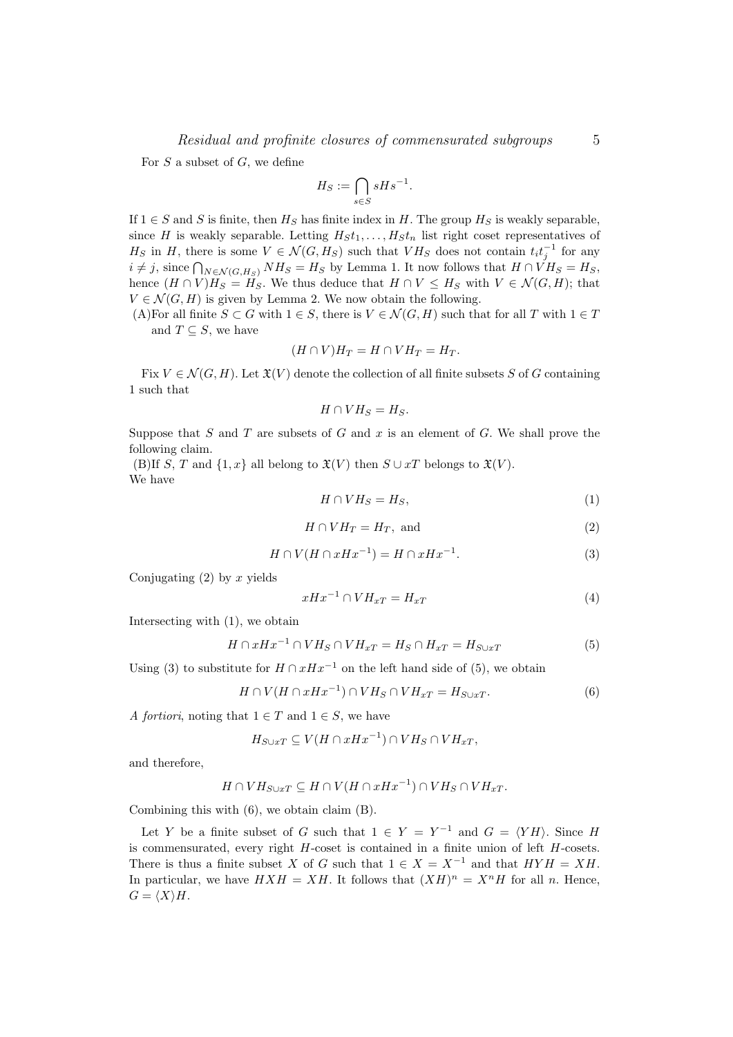For $S$ a subset of $G$, we define

$$H_S := \bigcap_{s \in S} sHs^{-1}.$$

If $1 \in S$ and $S$ is finite, then $H_S$ has finite index in $H$. The group $H_S$ is weakly separable, since $H$ is weakly separable. Letting $H_S t_1, \dots, H_S t_n$ list right coset representatives of $H_S$ in $H$, there is some $V \in \mathcal{N}(G, H_S)$ such that $VH_S$ does not contain $t_i t_j^{-1}$ for any $i \neq j$, since $\bigcap_{N \in \mathcal{N}(G,H_S)} NH_S = H_S$ by Lemma 1. It now follows that $H \cap VH_S = H_S$, hence $(H \cap V)H_S = H_S$. We thus deduce that $H \cap V \leq H_S$ with $V \in \mathcal{N}(G, H)$; that $V \in \mathcal{N}(G, H)$ is given by Lemma 2. We now obtain the following.

(A) For all finite $S \subset G$ with $1 \in S$, there is $V \in \mathcal{N}(G, H)$ such that for all $T$ with $1 \in T$ and $T \subseteq S$, we have

$$(H \cap V)H_T = H \cap VH_T = H_T.$$

Fix $V \in \mathcal{N}(G, H)$. Let $\mathfrak{X}(V)$ denote the collection of all finite subsets $S$ of $G$ containing 1 such that

$$H \cap VH_S = H_S.$$

Suppose that $S$ and $T$ are subsets of $G$ and $x$ is an element of $G$. We shall prove the following claim.

(B) If $S$, $T$ and $\{1, x\}$ all belong to $\mathfrak{X}(V)$ then $S \cup xT$ belongs to $\mathfrak{X}(V)$.

We have

$$H \cap VH_S = H_S, \tag{1}$$

$$H \cap VH_T = H_T, \text{ and} \tag{2}$$

$$H \cap V(H \cap xHx^{-1}) = H \cap xHx^{-1}. \tag{3}$$

Conjugating (2) by $x$ yields

$$xHx^{-1} \cap VH_{xT} = H_{xT} \tag{4}$$

Intersecting with (1), we obtain

$$H \cap xHx^{-1} \cap VH_S \cap VH_{xT} = H_S \cap H_{xT} = H_{S \cup xT} \tag{5}$$

Using (3) to substitute for $H \cap xHx^{-1}$ on the left hand side of (5), we obtain

$$H \cap V(H \cap xHx^{-1}) \cap VH_S \cap VH_{xT} = H_{S \cup xT}. \tag{6}$$

*A fortiori*, noting that $1 \in T$ and $1 \in S$, we have

$$H_{S \cup xT} \subseteq V(H \cap xHx^{-1}) \cap VH_S \cap VH_{xT},$$

and therefore,

$$H \cap VH_{S \cup xT} \subseteq H \cap V(H \cap xHx^{-1}) \cap VH_S \cap VH_{xT}.$$

Combining this with (6), we obtain claim (B).

Let $Y$ be a finite subset of $G$ such that $1 \in Y = Y^{-1}$ and $G = \langle YH \rangle$. Since $H$ is commensurated, every right $H$-coset is contained in a finite union of left $H$-cosets. There is thus a finite subset $X$ of $G$ such that $1 \in X = X^{-1}$ and that $HYH = XH$. In particular, we have $HXH = XH$. It follows that $(XH)^n = X^n H$ for all $n$. Hence, $G = \langle X \rangle H$.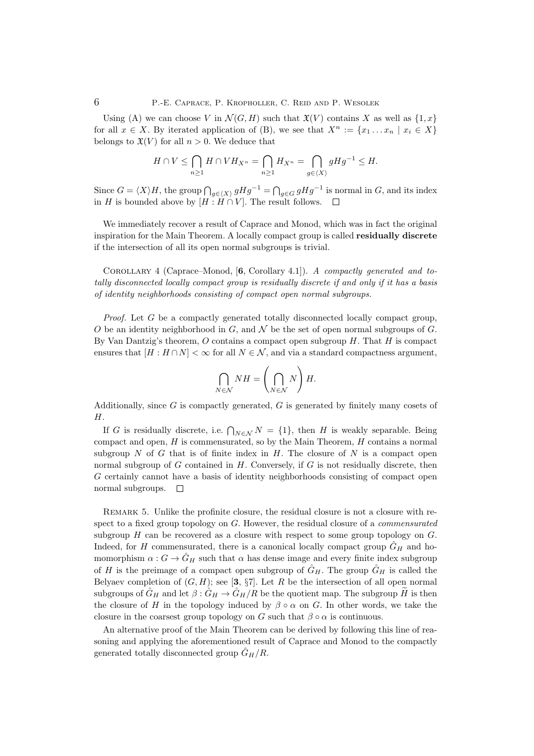Using (A) we can choose $V$ in $\mathcal{N}(G, H)$ such that $\mathfrak{X}(V)$ contains $X$ as well as $\{1, x\}$ for all $x \in X$. By iterated application of (B), we see that $X^n := \{x_1 \dots x_n \mid x_i \in X\}$ belongs to $\mathfrak{X}(V)$ for all $n > 0$. We deduce that

$$H \cap V \leq \bigcap_{n \geq 1} H \cap V H_{X^n} = \bigcap_{n \geq 1} H_{X^n} = \bigcap_{g \in \langle X \rangle} gHg^{-1} \leq H.$$

Since $G = \langle X \rangle H$, the group $\bigcap_{g \in \langle X \rangle} gHg^{-1} = \bigcap_{g \in G} gHg^{-1}$ is normal in $G$, and its index in $H$ is bounded above by $[H : H \cap V]$. The result follows. $\square$

We immediately recover a result of Caprace and Monod, which was in fact the original inspiration for the Main Theorem. A locally compact group is called **residually discrete** if the intersection of all its open normal subgroups is trivial.

Corollary 4 (Caprace–Monod, [**6**, Corollary 4.1]). *A compactly generated and totally disconnected locally compact group is residually discrete if and only if it has a basis of identity neighborhoods consisting of compact open normal subgroups.*

*Proof.* Let $G$ be a compactly generated totally disconnected locally compact group, $O$ be an identity neighborhood in $G$, and $\mathcal{N}$ be the set of open normal subgroups of $G$. By Van Dantzig's theorem, $O$ contains a compact open subgroup $H$. That $H$ is compact ensures that $[H : H \cap N] < \infty$ for all $N \in \mathcal{N}$, and via a standard compactness argument,

$$\bigcap_{N \in \mathcal{N}} NH = \left( \bigcap_{N \in \mathcal{N}} N \right) H.$$

Additionally, since $G$ is compactly generated, $G$ is generated by finitely many cosets of $H$.

If $G$ is residually discrete, i.e. $\bigcap_{N \in \mathcal{N}} N = \{1\}$, then $H$ is weakly separable. Being compact and open, $H$ is commensurated, so by the Main Theorem, $H$ contains a normal subgroup $N$ of $G$ that is of finite index in $H$. The closure of $N$ is a compact open normal subgroup of $G$ contained in $H$. Conversely, if $G$ is not residually discrete, then $G$ certainly cannot have a basis of identity neighborhoods consisting of compact open normal subgroups. $\square$

Remark 5. Unlike the profinite closure, the residual closure is not a closure with respect to a fixed group topology on $G$. However, the residual closure of a *commensurated* subgroup $H$ can be recovered as a closure with respect to some group topology on $G$. Indeed, for $H$ commensurated, there is a canonical locally compact group $\hat{G}_H$ and homomorphism $\alpha : G \to \hat{G}_H$ such that $\alpha$ has dense image and every finite index subgroup of $H$ is the preimage of a compact open subgroup of $\hat{G}_H$. The group $\hat{G}_H$ is called the Belyaev completion of $(G, H)$; see [**3**, §7]. Let $R$ be the intersection of all open normal subgroups of $\hat{G}_H$ and let $\beta : \hat{G}_H \to \hat{G}_H / R$ be the quotient map. The subgroup $\widetilde{H}$ is then the closure of $H$ in the topology induced by $\beta \circ \alpha$ on $G$. In other words, we take the closure in the coarsest group topology on $G$ such that $\beta \circ \alpha$ is continuous.

An alternative proof of the Main Theorem can be derived by following this line of reasoning and applying the aforementioned result of Caprace and Monod to the compactly generated totally disconnected group $\hat{G}_H / R$.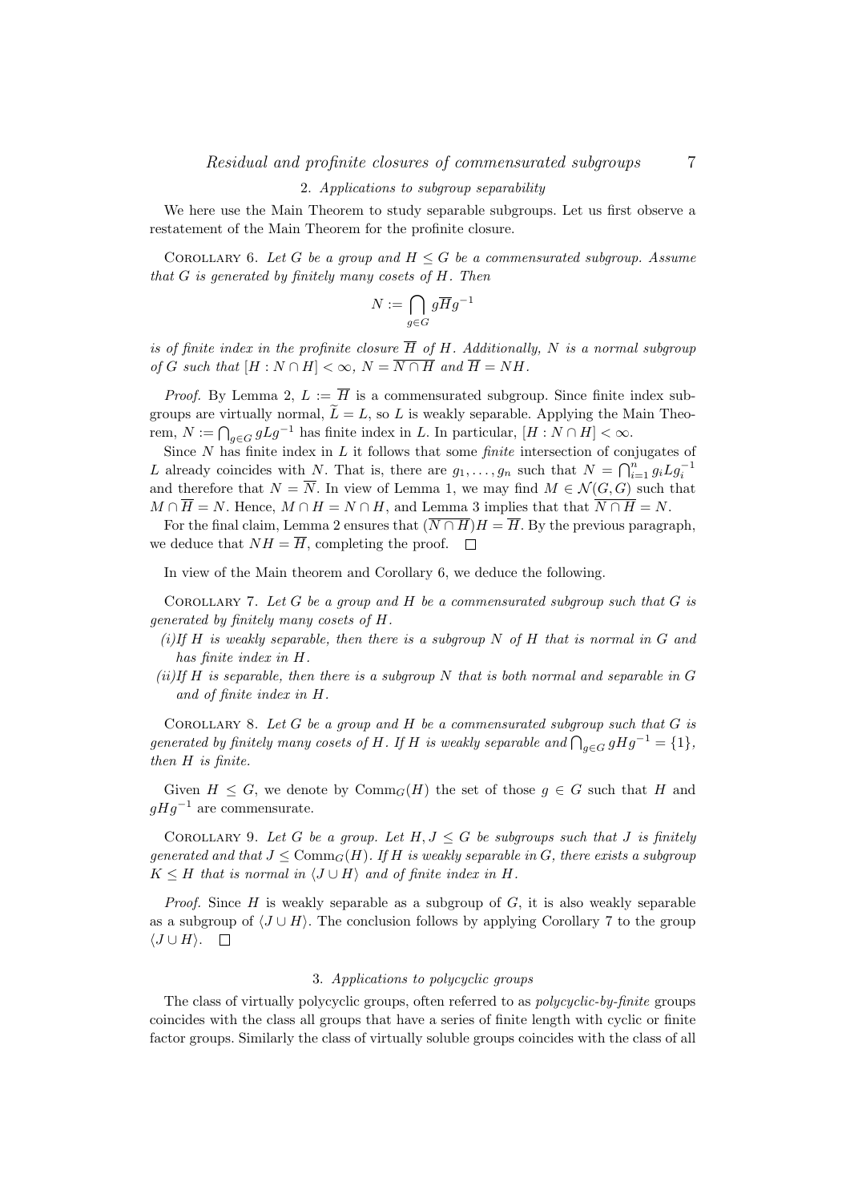## 2. *Applications to subgroup separability*

We here use the Main Theorem to study separable subgroups. Let us first observe a restatement of the Main Theorem for the profinite closure.

COROLLARY 6. *Let $G$ be a group and $H \leq G$ be a commensurated subgroup. Assume that $G$ is generated by finitely many cosets of $H$. Then*

$$N := \bigcap_{g \in G} g\overline{H}g^{-1}$$

*is of finite index in the profinite closure $\overline{H}$ of $H$. Additionally, $N$ is a normal subgroup of $G$ such that $[H : N \cap H] < \infty$, $N = \overline{N \cap H}$ and $\overline{H} = NH$.*

*Proof.* By Lemma 2, $L := \overline{H}$ is a commensurated subgroup. Since finite index subgroups are virtually normal, $\widetilde{L} = L$, so $L$ is weakly separable. Applying the Main Theorem, $N := \bigcap_{g \in G} gLg^{-1}$ has finite index in $L$. In particular, $[H : N \cap H] < \infty$.

Since $N$ has finite index in $L$ it follows that some *finite* intersection of conjugates of $L$ already coincides with $N$. That is, there are $g_1, \dots, g_n$ such that $N = \bigcap_{i=1}^{n} g_i L g_i^{-1}$ and therefore that $N = \overline{N}$. In view of Lemma 1, we may find $M \in \mathcal{N}(G, G)$ such that $M \cap \overline{H} = N$. Hence, $M \cap H = N \cap H$, and Lemma 3 implies that that $\overline{N \cap H} = N$.

For the final claim, Lemma 2 ensures that $(\overline{N \cap H})H = \overline{H}$. By the previous paragraph, we deduce that $NH = \overline{H}$, completing the proof. $\square$

In view of the Main theorem and Corollary 6, we deduce the following.

COROLLARY 7. *Let $G$ be a group and $H$ be a commensurated subgroup such that $G$ is generated by finitely many cosets of $H$.*

*(i)If $H$ is weakly separable, then there is a subgroup $N$ of $H$ that is normal in $G$ and has finite index in $H$.*

*(ii)If $H$ is separable, then there is a subgroup $N$ that is both normal and separable in $G$ and of finite index in $H$.*

COROLLARY 8. *Let $G$ be a group and $H$ be a commensurated subgroup such that $G$ is generated by finitely many cosets of $H$. If $H$ is weakly separable and $\bigcap_{g \in G} gHg^{-1} = \{1\}$, then $H$ is finite.*

Given $H \leq G$, we denote by $\mathrm{Comm}_G(H)$ the set of those $g \in G$ such that $H$ and $gHg^{-1}$ are commensurate.

COROLLARY 9. *Let $G$ be a group. Let $H, J \leq G$ be subgroups such that $J$ is finitely generated and that $J \leq \mathrm{Comm}_G(H)$. If $H$ is weakly separable in $G$, there exists a subgroup $K \leq H$ that is normal in $\langle J \cup H \rangle$ and of finite index in $H$.*

*Proof.* Since $H$ is weakly separable as a subgroup of $G$, it is also weakly separable as a subgroup of $\langle J \cup H \rangle$. The conclusion follows by applying Corollary 7 to the group $\langle J \cup H \rangle$. $\square$

## 3. *Applications to polycyclic groups*

The class of virtually polycyclic groups, often referred to as *polycyclic-by-finite* groups coincides with the class all groups that have a series of finite length with cyclic or finite factor groups. Similarly the class of virtually soluble groups coincides with the class of all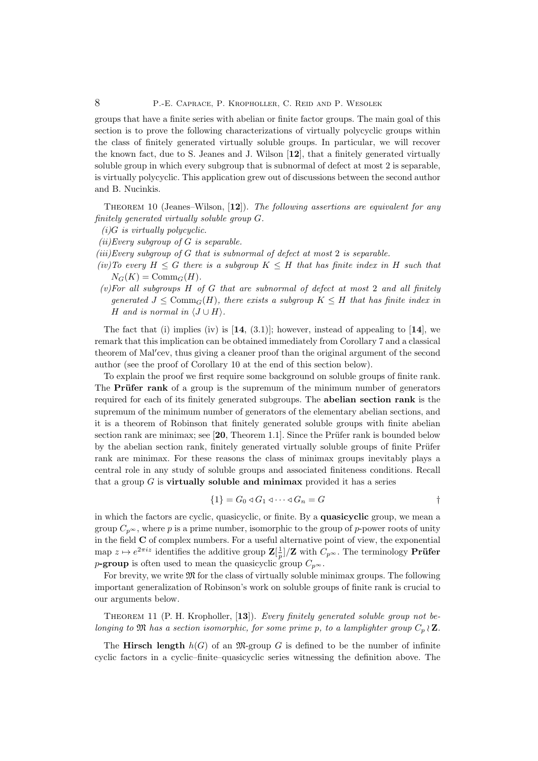groups that have a finite series with abelian or finite factor groups. The main goal of this section is to prove the following characterizations of virtually polycyclic groups within the class of finitely generated virtually soluble groups. In particular, we will recover the known fact, due to S. Jeanes and J. Wilson [**12**], that a finitely generated virtually soluble group in which every subgroup that is subnormal of defect at most 2 is separable, is virtually polycyclic. This application grew out of discussions between the second author and B. Nucinkis.

Theorem 10 (Jeanes–Wilson, [**12**]). *The following assertions are equivalent for any finitely generated virtually soluble group $G$.*

*(i) $G$ is virtually polycyclic.*

*(ii) Every subgroup of $G$ is separable.*

*(iii) Every subgroup of $G$ that is subnormal of defect at most 2 is separable.*

*(iv) To every $H \leq G$ there is a subgroup $K \leq H$ that has finite index in $H$ such that $N_G(K) = \mathrm{Comm}_G(H)$.*

*(v) For all subgroups $H$ of $G$ that are subnormal of defect at most 2 and all finitely generated $J \leq \mathrm{Comm}_G(H)$, there exists a subgroup $K \leq H$ that has finite index in $H$ and is normal in $\langle J \cup H \rangle$.*

The fact that (i) implies (iv) is [**14**, (3.1)]; however, instead of appealing to [**14**], we remark that this implication can be obtained immediately from Corollary 7 and a classical theorem of Mal′cev, thus giving a cleaner proof than the original argument of the second author (see the proof of Corollary 10 at the end of this section below).

To explain the proof we first require some background on soluble groups of finite rank. The **Prüfer rank** of a group is the supremum of the minimum number of generators required for each of its finitely generated subgroups. The **abelian section rank** is the supremum of the minimum number of generators of the elementary abelian sections, and it is a theorem of Robinson that finitely generated soluble groups with finite abelian section rank are minimax; see [**20**, Theorem 1.1]. Since the Prüfer rank is bounded below by the abelian section rank, finitely generated virtually soluble groups of finite Prüfer rank are minimax. For these reasons the class of minimax groups inevitably plays a central role in any study of soluble groups and associated finiteness conditions. Recall that a group $G$ is **virtually soluble and minimax** provided it has a series

$$\{1\} = G_0 \triangleleft G_1 \triangleleft \cdots \triangleleft G_n = G \qquad \dagger$$

in which the factors are cyclic, quasicyclic, or finite. By a **quasicyclic** group, we mean a group $C_{p^\infty}$, where $p$ is a prime number, isomorphic to the group of $p$-power roots of unity in the field $\mathbf{C}$ of complex numbers. For a useful alternative point of view, the exponential map $z \mapsto e^{2\pi i z}$ identifies the additive group $\mathbf{Z}[\frac{1}{p}]/\mathbf{Z}$ with $C_{p^\infty}$. The terminology **Prüfer $p$-group** is often used to mean the quasicyclic group $C_{p^\infty}$.

For brevity, we write $\mathfrak{M}$ for the class of virtually soluble minimax groups. The following important generalization of Robinson's work on soluble groups of finite rank is crucial to our arguments below.

Theorem 11 (P. H. Kropholler, [**13**]). *Every finitely generated soluble group not belonging to $\mathfrak{M}$ has a section isomorphic, for some prime $p$, to a lamplighter group $C_p \wr \mathbf{Z}$.*

The **Hirsch length** $h(G)$ of an $\mathfrak{M}$-group $G$ is defined to be the number of infinite cyclic factors in a cyclic–finite–quasicyclic series witnessing the definition above. The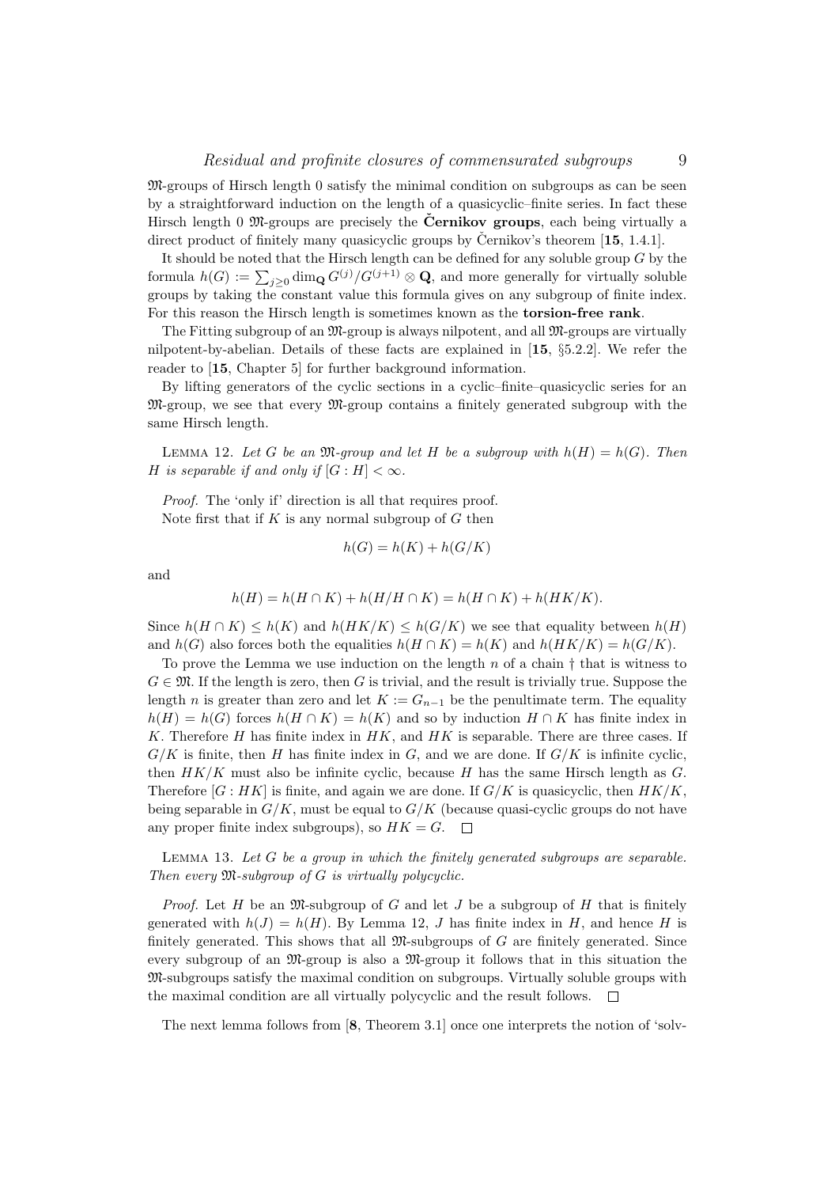$\mathfrak{M}$-groups of Hirsch length 0 satisfy the minimal condition on subgroups as can be seen by a straightforward induction on the length of a quasicyclic–finite series. In fact these Hirsch length 0 $\mathfrak{M}$-groups are precisely the **Černikov groups**, each being virtually a direct product of finitely many quasicyclic groups by Černikov's theorem [**15**, 1.4.1].

It should be noted that the Hirsch length can be defined for any soluble group $G$ by the formula $h(G) := \sum_{j\geq 0} \dim_{\mathbf{Q}} G^{(j)}/G^{(j+1)} \otimes \mathbf{Q}$, and more generally for virtually soluble groups by taking the constant value this formula gives on any subgroup of finite index. For this reason the Hirsch length is sometimes known as the **torsion-free rank**.

The Fitting subgroup of an $\mathfrak{M}$-group is always nilpotent, and all $\mathfrak{M}$-groups are virtually nilpotent-by-abelian. Details of these facts are explained in [**15**, §5.2.2]. We refer the reader to [**15**, Chapter 5] for further background information.

By lifting generators of the cyclic sections in a cyclic–finite–quasicyclic series for an $\mathfrak{M}$-group, we see that every $\mathfrak{M}$-group contains a finitely generated subgroup with the same Hirsch length.

Lemma 12. *Let $G$ be an $\mathfrak{M}$-group and let $H$ be a subgroup with $h(H) = h(G)$. Then $H$ is separable if and only if $[G : H] < \infty$.*

*Proof.* The 'only if' direction is all that requires proof.

Note first that if $K$ is any normal subgroup of $G$ then

$$h(G) = h(K) + h(G/K)$$

and

$$h(H) = h(H \cap K) + h(H/H \cap K) = h(H \cap K) + h(HK/K).$$

Since $h(H \cap K) \leq h(K)$ and $h(HK/K) \leq h(G/K)$ we see that equality between $h(H)$ and $h(G)$ also forces both the equalities $h(H \cap K) = h(K)$ and $h(HK/K) = h(G/K)$.

To prove the Lemma we use induction on the length $n$ of a chain † that is witness to $G \in \mathfrak{M}$. If the length is zero, then $G$ is trivial, and the result is trivially true. Suppose the length $n$ is greater than zero and let $K := G_{n-1}$ be the penultimate term. The equality $h(H) = h(G)$ forces $h(H \cap K) = h(K)$ and so by induction $H \cap K$ has finite index in $K$. Therefore $H$ has finite index in $HK$, and $HK$ is separable. There are three cases. If $G/K$ is finite, then $H$ has finite index in $G$, and we are done. If $G/K$ is infinite cyclic, then $HK/K$ must also be infinite cyclic, because $H$ has the same Hirsch length as $G$. Therefore $[G : HK]$ is finite, and again we are done. If $G/K$ is quasicyclic, then $HK/K$, being separable in $G/K$, must be equal to $G/K$ (because quasi-cyclic groups do not have any proper finite index subgroups), so $HK = G$. $\square$

Lemma 13. *Let $G$ be a group in which the finitely generated subgroups are separable. Then every $\mathfrak{M}$-subgroup of $G$ is virtually polycyclic.*

*Proof.* Let $H$ be an $\mathfrak{M}$-subgroup of $G$ and let $J$ be a subgroup of $H$ that is finitely generated with $h(J) = h(H)$. By Lemma 12, $J$ has finite index in $H$, and hence $H$ is finitely generated. This shows that all $\mathfrak{M}$-subgroups of $G$ are finitely generated. Since every subgroup of an $\mathfrak{M}$-group is also a $\mathfrak{M}$-group it follows that in this situation the $\mathfrak{M}$-subgroups satisfy the maximal condition on subgroups. Virtually soluble groups with the maximal condition are all virtually polycyclic and the result follows. $\square$

The next lemma follows from [**8**, Theorem 3.1] once one interprets the notion of 'solv-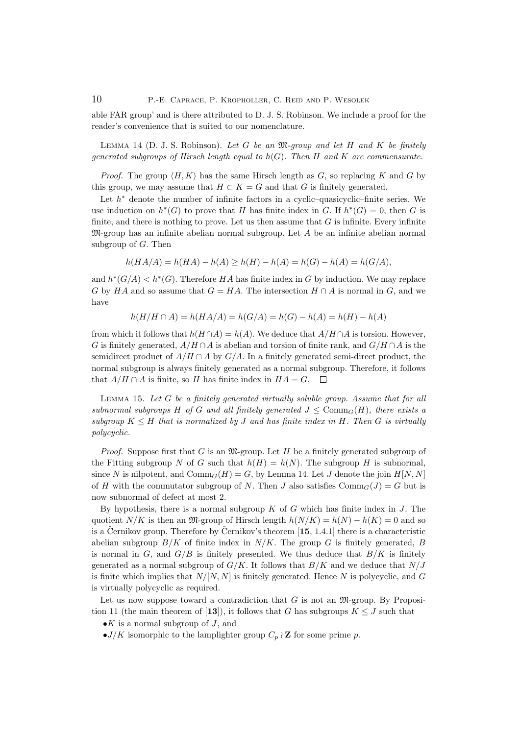able FAR group' and is there attributed to D. J. S. Robinson. We include a proof for the reader's convenience that is suited to our nomenclature.

Lemma 14 (D. J. S. Robinson). *Let $G$ be an $\mathfrak{M}$-group and let $H$ and $K$ be finitely generated subgroups of Hirsch length equal to $h(G)$. Then $H$ and $K$ are commensurate.*

*Proof.* The group $\langle H, K\rangle$ has the same Hirsch length as $G$, so replacing $K$ and $G$ by this group, we may assume that $H \subset K = G$ and that $G$ is finitely generated.

Let $h^*$ denote the number of infinite factors in a cyclic–quasicyclic–finite series. We use induction on $h^*(G)$ to prove that $H$ has finite index in $G$. If $h^*(G) = 0$, then $G$ is finite, and there is nothing to prove. Let us then assume that $G$ is infinite. Every infinite $\mathfrak{M}$-group has an infinite abelian normal subgroup. Let $A$ be an infinite abelian normal subgroup of $G$. Then

$$h(HA/A) = h(HA) - h(A) \geq h(H) - h(A) = h(G) - h(A) = h(G/A),$$

and $h^*(G/A) < h^*(G)$. Therefore $HA$ has finite index in $G$ by induction. We may replace $G$ by $HA$ and so assume that $G = HA$. The intersection $H \cap A$ is normal in $G$, and we have

$$h(H/H \cap A) = h(HA/A) = h(G/A) = h(G) - h(A) = h(H) - h(A)$$

from which it follows that $h(H \cap A) = h(A)$. We deduce that $A/H \cap A$ is torsion. However, $G$ is finitely generated, $A/H \cap A$ is abelian and torsion of finite rank, and $G/H \cap A$ is the semidirect product of $A/H \cap A$ by $G/A$. In a finitely generated semi-direct product, the normal subgroup is always finitely generated as a normal subgroup. Therefore, it follows that $A/H \cap A$ is finite, so $H$ has finite index in $HA = G$. $\square$

Lemma 15. *Let $G$ be a finitely generated virtually soluble group. Assume that for all subnormal subgroups $H$ of $G$ and all finitely generated $J \leq \mathrm{Comm}_G(H)$, there exists a subgroup $K \leq H$ that is normalized by $J$ and has finite index in $H$. Then $G$ is virtually polycyclic.*

*Proof.* Suppose first that $G$ is an $\mathfrak{M}$-group. Let $H$ be a finitely generated subgroup of the Fitting subgroup $N$ of $G$ such that $h(H) = h(N)$. The subgroup $H$ is subnormal, since $N$ is nilpotent, and $\mathrm{Comm}_G(H) = G$, by Lemma 14. Let $J$ denote the join $H[N, N]$ of $H$ with the commutator subgroup of $N$. Then $J$ also satisfies $\mathrm{Comm}_G(J) = G$ but is now subnormal of defect at most 2.

By hypothesis, there is a normal subgroup $K$ of $G$ which has finite index in $J$. The quotient $N/K$ is then an $\mathfrak{M}$-group of Hirsch length $h(N/K) = h(N) - h(K) = 0$ and so is a Černikov group. Therefore by Černikov's theorem [**15**, 1.4.1] there is a characteristic abelian subgroup $B/K$ of finite index in $N/K$. The group $G$ is finitely generated, $B$ is normal in $G$, and $G/B$ is finitely presented. We thus deduce that $B/K$ is finitely generated as a normal subgroup of $G/K$. It follows that $B/K$ and we deduce that $N/J$ is finite which implies that $N/[N, N]$ is finitely generated. Hence $N$ is polycyclic, and $G$ is virtually polycyclic as required.

Let us now suppose toward a contradiction that $G$ is not an $\mathfrak{M}$-group. By Proposition 11 (the main theorem of [**13**]), it follows that $G$ has subgroups $K \leq J$ such that

- $K$ is a normal subgroup of $J$, and
- $J/K$ isomorphic to the lamplighter group $C_p \wr \mathbf{Z}$ for some prime $p$.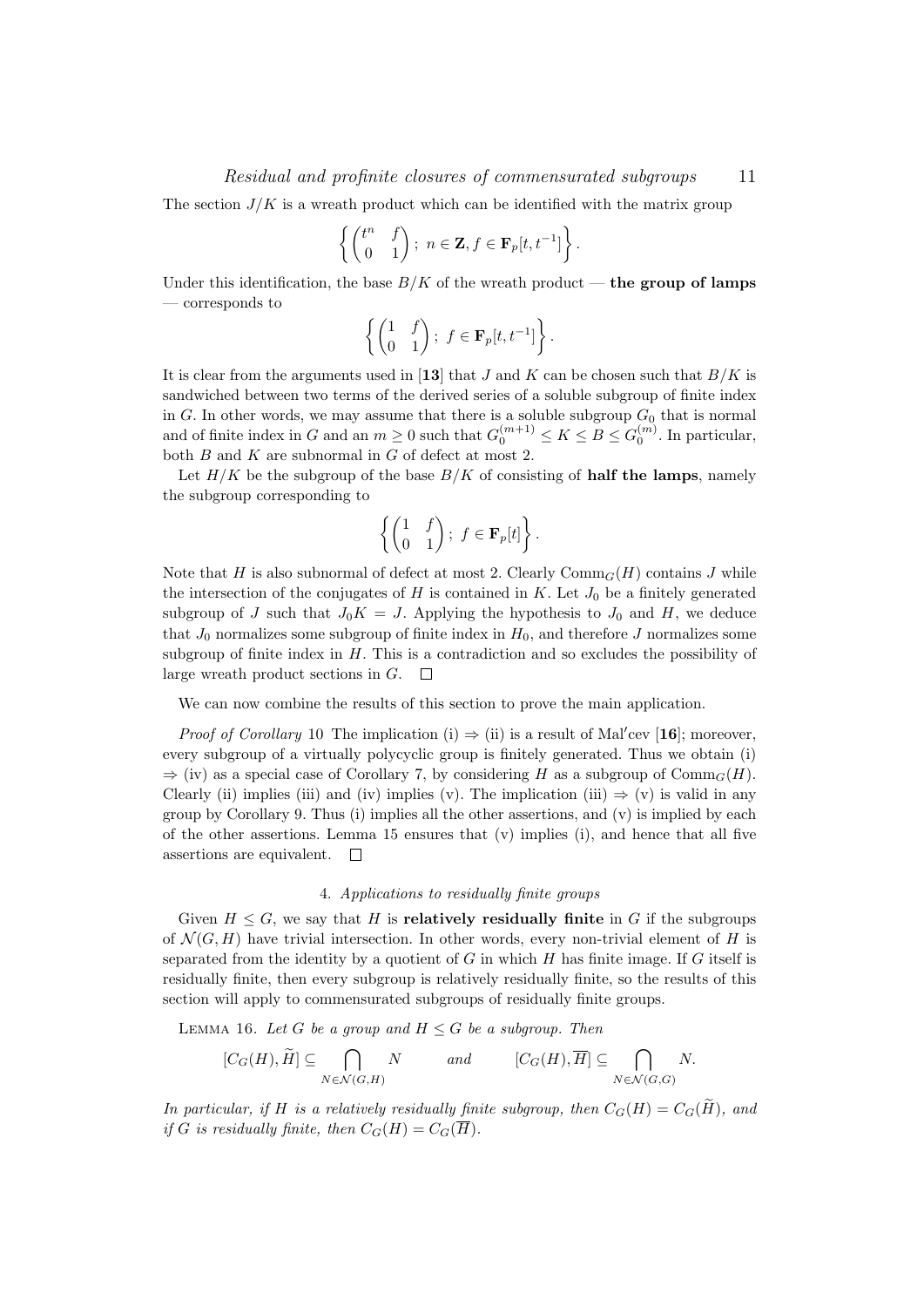The section $J/K$ is a wreath product which can be identified with the matrix group

$$\left\{ \begin{pmatrix} t^n & f \\ 0 & 1 \end{pmatrix} ;\ n \in \mathbf{Z}, f \in \mathbf{F}_p[t, t^{-1}] \right\}.$$

Under this identification, the base $B/K$ of the wreath product — **the group of lamps** — corresponds to

$$\left\{ \begin{pmatrix} 1 & f \\ 0 & 1 \end{pmatrix} ;\ f \in \mathbf{F}_p[t, t^{-1}] \right\}.$$

It is clear from the arguments used in [**13**] that $J$ and $K$ can be chosen such that $B/K$ is sandwiched between two terms of the derived series of a soluble subgroup of finite index in $G$. In other words, we may assume that there is a soluble subgroup $G_0$ that is normal and of finite index in $G$ and an $m \geq 0$ such that $G_0^{(m+1)} \leq K \leq B \leq G_0^{(m)}$. In particular, both $B$ and $K$ are subnormal in $G$ of defect at most 2.

Let $H/K$ be the subgroup of the base $B/K$ of consisting of **half the lamps**, namely the subgroup corresponding to

$$\left\{ \begin{pmatrix} 1 & f \\ 0 & 1 \end{pmatrix} ;\ f \in \mathbf{F}_p[t] \right\}.$$

Note that $H$ is also subnormal of defect at most 2. Clearly $\mathrm{Comm}_G(H)$ contains $J$ while the intersection of the conjugates of $H$ is contained in $K$. Let $J_0$ be a finitely generated subgroup of $J$ such that $J_0 K = J$. Applying the hypothesis to $J_0$ and $H$, we deduce that $J_0$ normalizes some subgroup of finite index in $H_0$, and therefore $J$ normalizes some subgroup of finite index in $H$. This is a contradiction and so excludes the possibility of large wreath product sections in $G$. $\square$

We can now combine the results of this section to prove the main application.

*Proof of Corollary* 10 The implication (i) $\Rightarrow$ (ii) is a result of Mal′cev [**16**]; moreover, every subgroup of a virtually polycyclic group is finitely generated. Thus we obtain (i) $\Rightarrow$ (iv) as a special case of Corollary 7, by considering $H$ as a subgroup of $\mathrm{Comm}_G(H)$. Clearly (ii) implies (iii) and (iv) implies (v). The implication (iii) $\Rightarrow$ (v) is valid in any group by Corollary 9. Thus (i) implies all the other assertions, and (v) is implied by each of the other assertions. Lemma 15 ensures that (v) implies (i), and hence that all five assertions are equivalent. $\square$

## 4. *Applications to residually finite groups*

Given $H \leq G$, we say that $H$ is **relatively residually finite** in $G$ if the subgroups of $\mathcal{N}(G, H)$ have trivial intersection. In other words, every non-trivial element of $H$ is separated from the identity by a quotient of $G$ in which $H$ has finite image. If $G$ itself is residually finite, then every subgroup is relatively residually finite, so the results of this section will apply to commensurated subgroups of residually finite groups.

Lemma 16. *Let $G$ be a group and $H \leq G$ be a subgroup. Then*

$$[C_G(H), \widetilde{H}] \subseteq \bigcap_{N \in \mathcal{N}(G,H)} N \qquad \text{and} \qquad [C_G(H), \overline{H}] \subseteq \bigcap_{N \in \mathcal{N}(G,G)} N.$$

*In particular, if $H$ is a relatively residually finite subgroup, then $C_G(H) = C_G(\widetilde{H})$, and if $G$ is residually finite, then $C_G(H) = C_G(\overline{H})$.*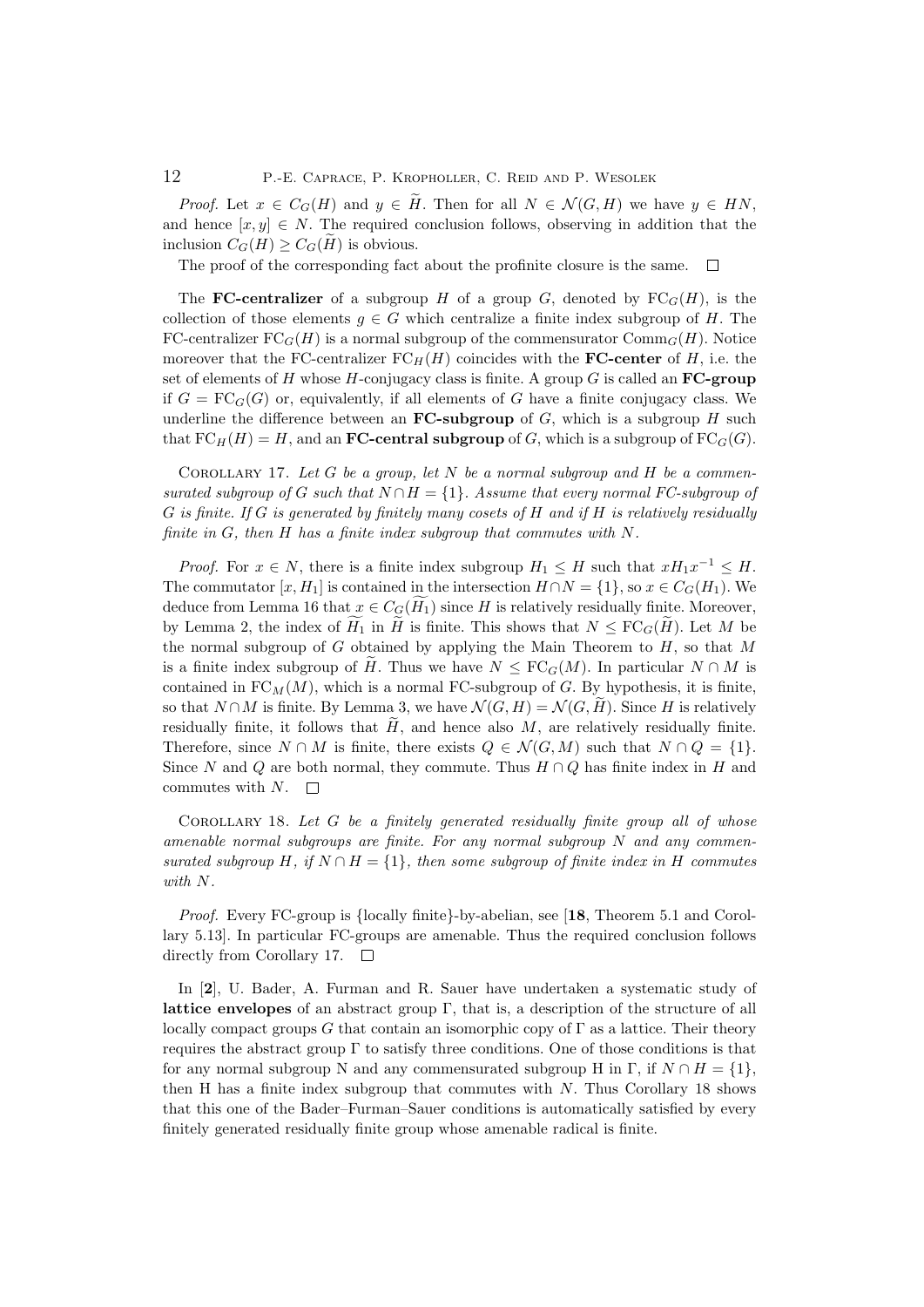*Proof.* Let $x \in C_G(H)$ and $y \in \widetilde{H}$. Then for all $N \in \mathcal{N}(G, H)$ we have $y \in HN$, and hence $[x, y] \in N$. The required conclusion follows, observing in addition that the inclusion $C_G(H) \geq C_G(\widetilde{H})$ is obvious.

The proof of the corresponding fact about the profinite closure is the same. $\square$

The **FC-centralizer** of a subgroup $H$ of a group $G$, denoted by $\mathrm{FC}_G(H)$, is the collection of those elements $g \in G$ which centralize a finite index subgroup of $H$. The FC-centralizer $\mathrm{FC}_G(H)$ is a normal subgroup of the commensurator $\mathrm{Comm}_G(H)$. Notice moreover that the FC-centralizer $\mathrm{FC}_H(H)$ coincides with the **FC-center** of $H$, i.e. the set of elements of $H$ whose $H$-conjugacy class is finite. A group $G$ is called an **FC-group** if $G = \mathrm{FC}_G(G)$ or, equivalently, if all elements of $G$ have a finite conjugacy class. We underline the difference between an **FC-subgroup** of $G$, which is a subgroup $H$ such that $\mathrm{FC}_H(H) = H$, and an **FC-central subgroup** of $G$, which is a subgroup of $\mathrm{FC}_G(G)$.

Corollary 17. *Let $G$ be a group, let $N$ be a normal subgroup and $H$ be a commensurated subgroup of $G$ such that $N \cap H = \{1\}$. Assume that every normal FC-subgroup of $G$ is finite. If $G$ is generated by finitely many cosets of $H$ and if $H$ is relatively residually finite in $G$, then $H$ has a finite index subgroup that commutes with $N$.*

*Proof.* For $x \in N$, there is a finite index subgroup $H_1 \leq H$ such that $xH_1x^{-1} \leq H$. The commutator $[x, H_1]$ is contained in the intersection $H \cap N = \{1\}$, so $x \in C_G(H_1)$. We deduce from Lemma 16 that $x \in C_G(\widetilde{H_1})$ since $H$ is relatively residually finite. Moreover, by Lemma 2, the index of $\widetilde{H_1}$ in $\widetilde{H}$ is finite. This shows that $N \leq \mathrm{FC}_G(\widetilde{H})$. Let $M$ be the normal subgroup of $G$ obtained by applying the Main Theorem to $H$, so that $M$ is a finite index subgroup of $\widetilde{H}$. Thus we have $N \leq \mathrm{FC}_G(M)$. In particular $N \cap M$ is contained in $\mathrm{FC}_M(M)$, which is a normal FC-subgroup of $G$. By hypothesis, it is finite, so that $N \cap M$ is finite. By Lemma 3, we have $\mathcal{N}(G, H) = \mathcal{N}(G, \widetilde{H})$. Since $H$ is relatively residually finite, it follows that $\widetilde{H}$, and hence also $M$, are relatively residually finite. Therefore, since $N \cap M$ is finite, there exists $Q \in \mathcal{N}(G, M)$ such that $N \cap Q = \{1\}$. Since $N$ and $Q$ are both normal, they commute. Thus $H \cap Q$ has finite index in $H$ and commutes with $N$. $\square$

Corollary 18. *Let $G$ be a finitely generated residually finite group all of whose amenable normal subgroups are finite. For any normal subgroup $N$ and any commensurated subgroup $H$, if $N \cap H = \{1\}$, then some subgroup of finite index in $H$ commutes with $N$.*

*Proof.* Every FC-group is {locally finite}-by-abelian, see [**18**, Theorem 5.1 and Corollary 5.13]. In particular FC-groups are amenable. Thus the required conclusion follows directly from Corollary 17. $\square$

In [**2**], U. Bader, A. Furman and R. Sauer have undertaken a systematic study of **lattice envelopes** of an abstract group $\Gamma$, that is, a description of the structure of all locally compact groups $G$ that contain an isomorphic copy of $\Gamma$ as a lattice. Their theory requires the abstract group $\Gamma$ to satisfy three conditions. One of those conditions is that for any normal subgroup N and any commensurated subgroup H in $\Gamma$, if $N \cap H = \{1\}$, then H has a finite index subgroup that commutes with $N$. Thus Corollary 18 shows that this one of the Bader–Furman–Sauer conditions is automatically satisfied by every finitely generated residually finite group whose amenable radical is finite.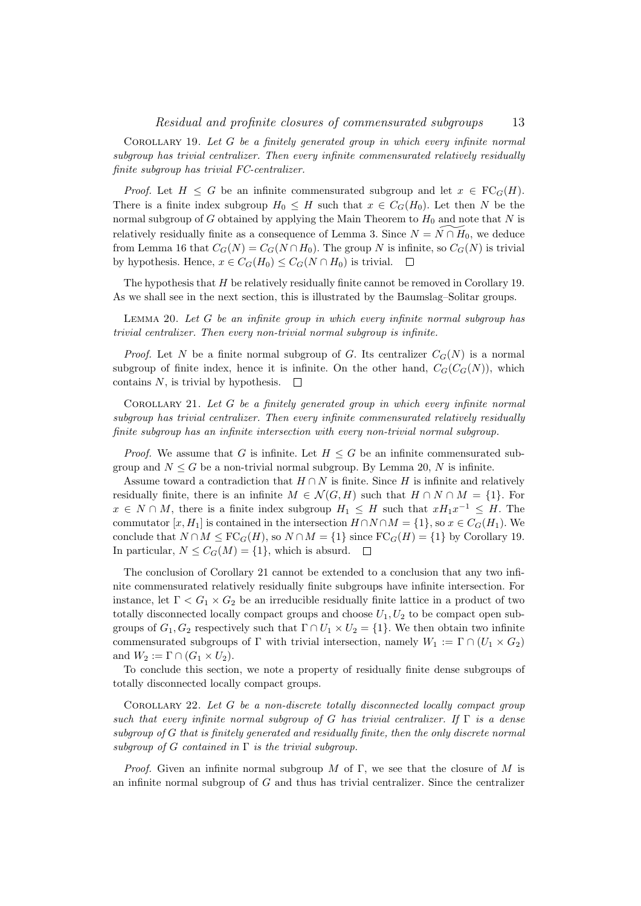COROLLARY 19. *Let $G$ be a finitely generated group in which every infinite normal subgroup has trivial centralizer. Then every infinite commensurated relatively residually finite subgroup has trivial FC-centralizer.*

*Proof.* Let $H \leq G$ be an infinite commensurated subgroup and let $x \in \mathrm{FC}_G(H)$. There is a finite index subgroup $H_0 \leq H$ such that $x \in C_G(H_0)$. Let then $N$ be the normal subgroup of $G$ obtained by applying the Main Theorem to $H_0$ and note that $N$ is relatively residually finite as a consequence of Lemma 3. Since $N = \widetilde{N \cap H_0}$, we deduce from Lemma 16 that $C_G(N) = C_G(N \cap H_0)$. The group $N$ is infinite, so $C_G(N)$ is trivial by hypothesis. Hence, $x \in C_G(H_0) \leq C_G(N \cap H_0)$ is trivial. $\square$

The hypothesis that $H$ be relatively residually finite cannot be removed in Corollary 19. As we shall see in the next section, this is illustrated by the Baumslag–Solitar groups.

LEMMA 20. *Let $G$ be an infinite group in which every infinite normal subgroup has trivial centralizer. Then every non-trivial normal subgroup is infinite.*

*Proof.* Let $N$ be a finite normal subgroup of $G$. Its centralizer $C_G(N)$ is a normal subgroup of finite index, hence it is infinite. On the other hand, $C_G(C_G(N))$, which contains $N$, is trivial by hypothesis. $\square$

COROLLARY 21. *Let $G$ be a finitely generated group in which every infinite normal subgroup has trivial centralizer. Then every infinite commensurated relatively residually finite subgroup has an infinite intersection with every non-trivial normal subgroup.*

*Proof.* We assume that $G$ is infinite. Let $H \leq G$ be an infinite commensurated subgroup and $N \leq G$ be a non-trivial normal subgroup. By Lemma 20, $N$ is infinite.

Assume toward a contradiction that $H \cap N$ is finite. Since $H$ is infinite and relatively residually finite, there is an infinite $M \in \mathcal{N}(G, H)$ such that $H \cap N \cap M = \{1\}$. For $x \in N \cap M$, there is a finite index subgroup $H_1 \leq H$ such that $xH_1x^{-1} \leq H$. The commutator $[x, H_1]$ is contained in the intersection $H \cap N \cap M = \{1\}$, so $x \in C_G(H_1)$. We conclude that $N \cap M \leq \mathrm{FC}_G(H)$, so $N \cap M = \{1\}$ since $\mathrm{FC}_G(H) = \{1\}$ by Corollary 19. In particular, $N \leq C_G(M) = \{1\}$, which is absurd. $\square$

The conclusion of Corollary 21 cannot be extended to a conclusion that any two infinite commensurated relatively residually finite subgroups have infinite intersection. For instance, let $\Gamma < G_1 \times G_2$ be an irreducible residually finite lattice in a product of two totally disconnected locally compact groups and choose $U_1, U_2$ to be compact open subgroups of $G_1, G_2$ respectively such that $\Gamma \cap U_1 \times U_2 = \{1\}$. We then obtain two infinite commensurated subgroups of $\Gamma$ with trivial intersection, namely $W_1 := \Gamma \cap (U_1 \times G_2)$ and $W_2 := \Gamma \cap (G_1 \times U_2)$.

To conclude this section, we note a property of residually finite dense subgroups of totally disconnected locally compact groups.

COROLLARY 22. *Let $G$ be a non-discrete totally disconnected locally compact group such that every infinite normal subgroup of $G$ has trivial centralizer. If $\Gamma$ is a dense subgroup of $G$ that is finitely generated and residually finite, then the only discrete normal subgroup of $G$ contained in $\Gamma$ is the trivial subgroup.*

*Proof.* Given an infinite normal subgroup $M$ of $\Gamma$, we see that the closure of $M$ is an infinite normal subgroup of $G$ and thus has trivial centralizer. Since the centralizer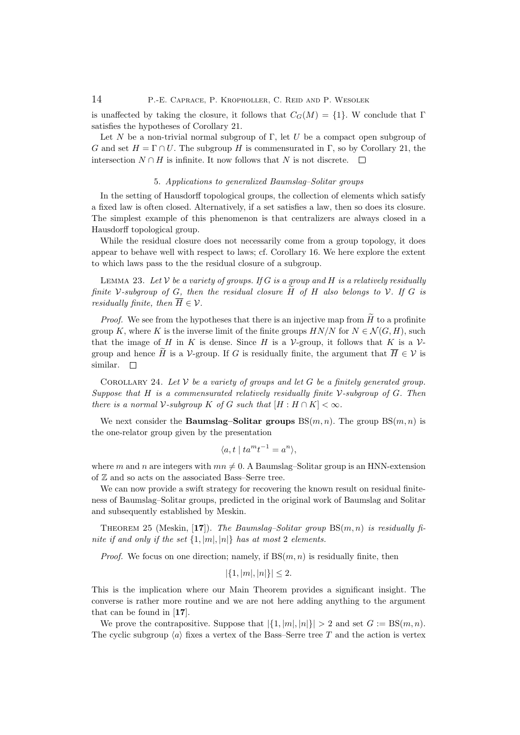is unaffected by taking the closure, it follows that $C_G(M) = \{1\}$. W conclude that $\Gamma$ satisfies the hypotheses of Corollary 21.

Let $N$ be a non-trivial normal subgroup of $\Gamma$, let $U$ be a compact open subgroup of $G$ and set $H = \Gamma \cap U$. The subgroup $H$ is commensurated in $\Gamma$, so by Corollary 21, the intersection $N \cap H$ is infinite. It now follows that $N$ is not discrete. $\square$

## 5. *Applications to generalized Baumslag–Solitar groups*

In the setting of Hausdorff topological groups, the collection of elements which satisfy a fixed law is often closed. Alternatively, if a set satisfies a law, then so does its closure. The simplest example of this phenomenon is that centralizers are always closed in a Hausdorff topological group.

While the residual closure does not necessarily come from a group topology, it does appear to behave well with respect to laws; cf. Corollary 16. We here explore the extent to which laws pass to the the residual closure of a subgroup.

Lemma 23. *Let $\mathcal{V}$ be a variety of groups. If $G$ is a group and $H$ is a relatively residually finite $\mathcal{V}$-subgroup of $G$, then the residual closure $\widetilde{H}$ of $H$ also belongs to $\mathcal{V}$. If $G$ is residually finite, then $\overline{H} \in \mathcal{V}$.*

*Proof.* We see from the hypotheses that there is an injective map from $\widetilde{H}$ to a profinite group $K$, where $K$ is the inverse limit of the finite groups $HN/N$ for $N \in \mathcal{N}(G, H)$, such that the image of $H$ in $K$ is dense. Since $H$ is a $\mathcal{V}$-group, it follows that $K$ is a $\mathcal{V}$-group and hence $\widetilde{H}$ is a $\mathcal{V}$-group. If $G$ is residually finite, the argument that $\overline{H} \in \mathcal{V}$ is similar. $\square$

Corollary 24. *Let $\mathcal{V}$ be a variety of groups and let $G$ be a finitely generated group. Suppose that $H$ is a commensurated relatively residually finite $\mathcal{V}$-subgroup of $G$. Then there is a normal $\mathcal{V}$-subgroup $K$ of $G$ such that $[H : H \cap K] < \infty$.*

We next consider the **Baumslag–Solitar groups** $\mathrm{BS}(m, n)$. The group $\mathrm{BS}(m, n)$ is the one-relator group given by the presentation

$$\langle a, t \mid ta^m t^{-1} = a^n \rangle,$$

where $m$ and $n$ are integers with $mn \neq 0$. A Baumslag–Solitar group is an HNN-extension of $\mathbb{Z}$ and so acts on the associated Bass–Serre tree.

We can now provide a swift strategy for recovering the known result on residual finiteness of Baumslag–Solitar groups, predicted in the original work of Baumslag and Solitar and subsequently established by Meskin.

Theorem 25 (Meskin, [**17**]). *The Baumslag–Solitar group $\mathrm{BS}(m, n)$ is residually finite if and only if the set $\{1, |m|, |n|\}$ has at most 2 elements.*

*Proof.* We focus on one direction; namely, if $\mathrm{BS}(m, n)$ is residually finite, then

$$|\{1, |m|, |n|\}| \leq 2.$$

This is the implication where our Main Theorem provides a significant insight. The converse is rather more routine and we are not here adding anything to the argument that can be found in [**17**].

We prove the contrapositive. Suppose that $|\{1, |m|, |n|\}| > 2$ and set $G := \mathrm{BS}(m, n)$. The cyclic subgroup $\langle a \rangle$ fixes a vertex of the Bass–Serre tree $T$ and the action is vertex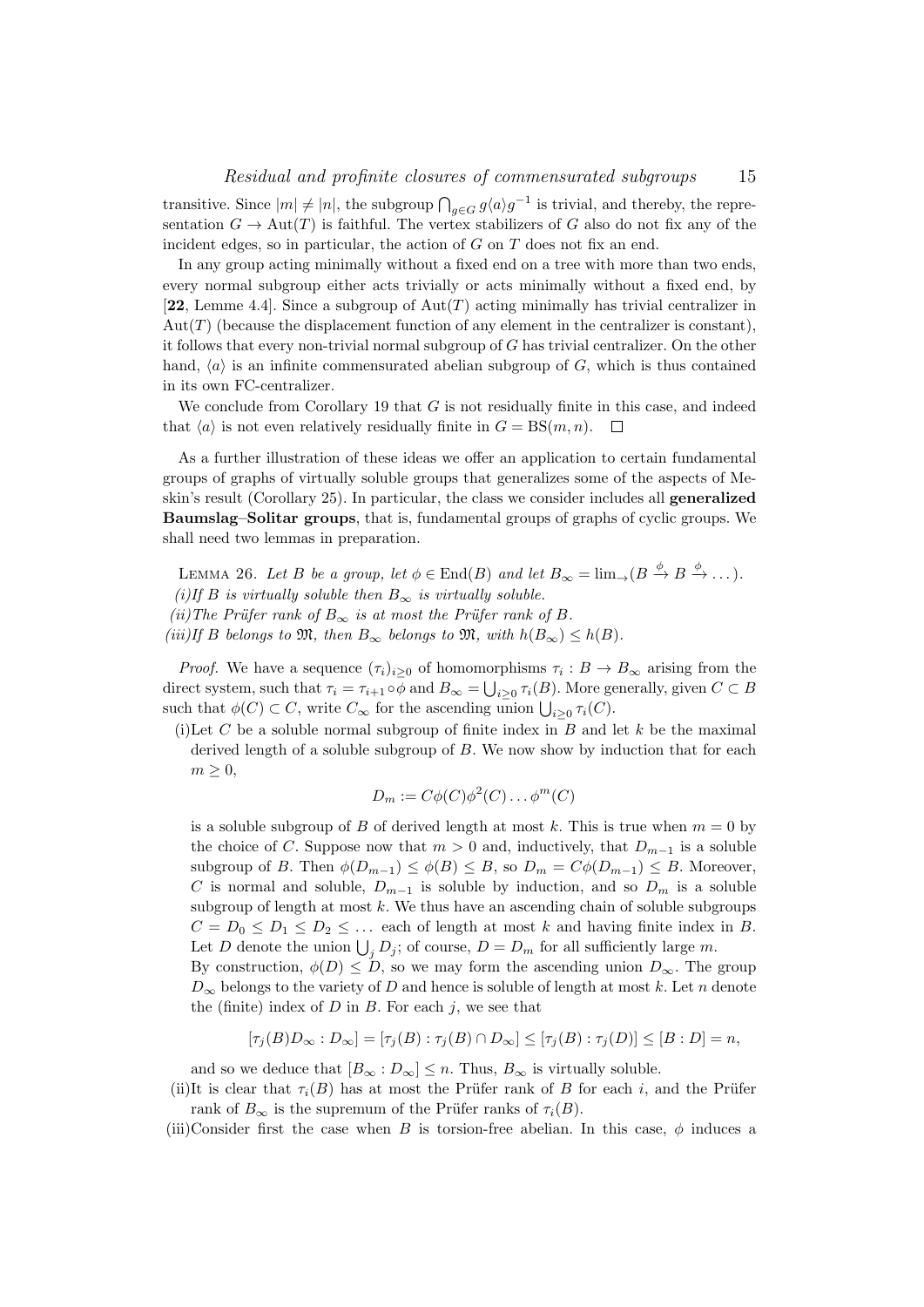transitive. Since $|m| \neq |n|$, the subgroup $\bigcap_{g\in G} g\langle a\rangle g^{-1}$ is trivial, and thereby, the representation $G \to \mathrm{Aut}(T)$ is faithful. The vertex stabilizers of $G$ also do not fix any of the incident edges, so in particular, the action of $G$ on $T$ does not fix an end.

In any group acting minimally without a fixed end on a tree with more than two ends, every normal subgroup either acts trivially or acts minimally without a fixed end, by [**22**, Lemme 4.4]. Since a subgroup of $\mathrm{Aut}(T)$ acting minimally has trivial centralizer in $\mathrm{Aut}(T)$ (because the displacement function of any element in the centralizer is constant), it follows that every non-trivial normal subgroup of $G$ has trivial centralizer. On the other hand, $\langle a\rangle$ is an infinite commensurated abelian subgroup of $G$, which is thus contained in its own FC-centralizer.

We conclude from Corollary 19 that $G$ is not residually finite in this case, and indeed that $\langle a\rangle$ is not even relatively residually finite in $G = \mathrm{BS}(m, n)$. $\square$

As a further illustration of these ideas we offer an application to certain fundamental groups of graphs of virtually soluble groups that generalizes some of the aspects of Meskin's result (Corollary 25). In particular, the class we consider includes all **generalized Baumslag–Solitar groups**, that is, fundamental groups of graphs of cyclic groups. We shall need two lemmas in preparation.

LEMMA 26. *Let $B$ be a group, let $\phi \in \mathrm{End}(B)$ and let $B_\infty = \lim_\to(B \xrightarrow{\phi} B \xrightarrow{\phi} \dots)$.*
*(i)If $B$ is virtually soluble then $B_\infty$ is virtually soluble.*
*(ii)The Prüfer rank of $B_\infty$ is at most the Prüfer rank of $B$.*
*(iii)If $B$ belongs to $\mathfrak{M}$, then $B_\infty$ belongs to $\mathfrak{M}$, with $h(B_\infty) \leq h(B)$.*

*Proof*. We have a sequence $(\tau_i)_{i\geq 0}$ of homomorphisms $\tau_i : B \to B_\infty$ arising from the direct system, such that $\tau_i = \tau_{i+1}\circ\phi$ and $B_\infty = \bigcup_{i\geq 0}\tau_i(B)$. More generally, given $C \subset B$ such that $\phi(C) \subset C$, write $C_\infty$ for the ascending union $\bigcup_{i\geq 0}\tau_i(C)$.

(i)Let $C$ be a soluble normal subgroup of finite index in $B$ and let $k$ be the maximal derived length of a soluble subgroup of $B$. We now show by induction that for each $m \geq 0$,

$$D_m := C\phi(C)\phi^2(C)\dots\phi^m(C)$$

is a soluble subgroup of $B$ of derived length at most $k$. This is true when $m = 0$ by the choice of $C$. Suppose now that $m > 0$ and, inductively, that $D_{m-1}$ is a soluble subgroup of $B$. Then $\phi(D_{m-1}) \leq \phi(B) \leq B$, so $D_m = C\phi(D_{m-1}) \leq B$. Moreover, $C$ is normal and soluble, $D_{m-1}$ is soluble by induction, and so $D_m$ is a soluble subgroup of length at most $k$. We thus have an ascending chain of soluble subgroups $C = D_0 \leq D_1 \leq D_2 \leq \dots$ each of length at most $k$ and having finite index in $B$. Let $D$ denote the union $\bigcup_j D_j$; of course, $D = D_m$ for all sufficiently large $m$.
By construction, $\phi(D) \leq D$, so we may form the ascending union $D_\infty$. The group $D_\infty$ belongs to the variety of $D$ and hence is soluble of length at most $k$. Let $n$ denote the (finite) index of $D$ in $B$. For each $j$, we see that

$$[\tau_j(B)D_\infty : D_\infty] = [\tau_j(B) : \tau_j(B) \cap D_\infty] \leq [\tau_j(B) : \tau_j(D)] \leq [B : D] = n,$$

and so we deduce that $[B_\infty : D_\infty] \leq n$. Thus, $B_\infty$ is virtually soluble.

(ii)It is clear that $\tau_i(B)$ has at most the Prüfer rank of $B$ for each $i$, and the Prüfer rank of $B_\infty$ is the supremum of the Prüfer ranks of $\tau_i(B)$.

(iii)Consider first the case when $B$ is torsion-free abelian. In this case, $\phi$ induces a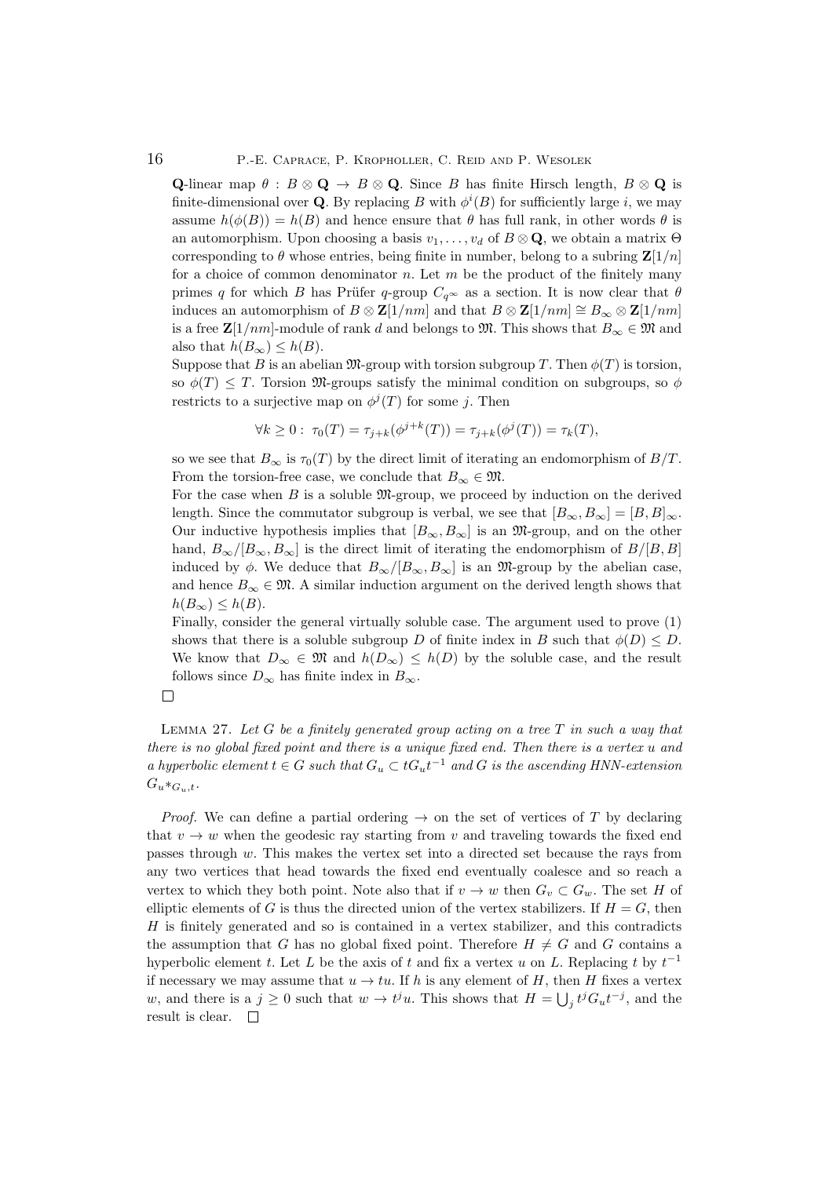**Q**-linear map $\theta : B \otimes \mathbf{Q} \to B \otimes \mathbf{Q}$. Since $B$ has finite Hirsch length, $B \otimes \mathbf{Q}$ is finite-dimensional over $\mathbf{Q}$. By replacing $B$ with $\phi^i(B)$ for sufficiently large $i$, we may assume $h(\phi(B)) = h(B)$ and hence ensure that $\theta$ has full rank, in other words $\theta$ is an automorphism. Upon choosing a basis $v_1, \ldots, v_d$ of $B \otimes \mathbf{Q}$, we obtain a matrix $\Theta$ corresponding to $\theta$ whose entries, being finite in number, belong to a subring $\mathbf{Z}[1/n]$ for a choice of common denominator $n$. Let $m$ be the product of the finitely many primes $q$ for which $B$ has Prüfer $q$-group $C_{q^\infty}$ as a section. It is now clear that $\theta$ induces an automorphism of $B \otimes \mathbf{Z}[1/nm]$ and that $B \otimes \mathbf{Z}[1/nm] \cong B_\infty \otimes \mathbf{Z}[1/nm]$ is a free $\mathbf{Z}[1/nm]$-module of rank $d$ and belongs to $\mathfrak{M}$. This shows that $B_\infty \in \mathfrak{M}$ and also that $h(B_\infty) \leq h(B)$.

Suppose that $B$ is an abelian $\mathfrak{M}$-group with torsion subgroup $T$. Then $\phi(T)$ is torsion, so $\phi(T) \leq T$. Torsion $\mathfrak{M}$-groups satisfy the minimal condition on subgroups, so $\phi$ restricts to a surjective map on $\phi^j(T)$ for some $j$. Then

$$\forall k \geq 0: \ \tau_0(T) = \tau_{j+k}(\phi^{j+k}(T)) = \tau_{j+k}(\phi^j(T)) = \tau_k(T),$$

so we see that $B_\infty$ is $\tau_0(T)$ by the direct limit of iterating an endomorphism of $B/T$. From the torsion-free case, we conclude that $B_\infty \in \mathfrak{M}$.

For the case when $B$ is a soluble $\mathfrak{M}$-group, we proceed by induction on the derived length. Since the commutator subgroup is verbal, we see that $[B_\infty, B_\infty] = [B, B]_\infty$. Our inductive hypothesis implies that $[B_\infty, B_\infty]$ is an $\mathfrak{M}$-group, and on the other hand, $B_\infty/[B_\infty, B_\infty]$ is the direct limit of iterating the endomorphism of $B/[B, B]$ induced by $\phi$. We deduce that $B_\infty/[B_\infty, B_\infty]$ is an $\mathfrak{M}$-group by the abelian case, and hence $B_\infty \in \mathfrak{M}$. A similar induction argument on the derived length shows that $h(B_\infty) \leq h(B)$.

Finally, consider the general virtually soluble case. The argument used to prove (1) shows that there is a soluble subgroup $D$ of finite index in $B$ such that $\phi(D) \leq D$. We know that $D_\infty \in \mathfrak{M}$ and $h(D_\infty) \leq h(D)$ by the soluble case, and the result follows since $D_\infty$ has finite index in $B_\infty$.

□

Lemma 27. *Let $G$ be a finitely generated group acting on a tree $T$ in such a way that there is no global fixed point and there is a unique fixed end. Then there is a vertex $u$ and a hyperbolic element $t \in G$ such that $G_u \subset tG_ut^{-1}$ and $G$ is the ascending HNN-extension $G_u*_{G_u,t}$.*

*Proof.* We can define a partial ordering $\to$ on the set of vertices of $T$ by declaring that $v \to w$ when the geodesic ray starting from $v$ and traveling towards the fixed end passes through $w$. This makes the vertex set into a directed set because the rays from any two vertices that head towards the fixed end eventually coalesce and so reach a vertex to which they both point. Note also that if $v \to w$ then $G_v \subset G_w$. The set $H$ of elliptic elements of $G$ is thus the directed union of the vertex stabilizers. If $H = G$, then $H$ is finitely generated and so is contained in a vertex stabilizer, and this contradicts the assumption that $G$ has no global fixed point. Therefore $H \neq G$ and $G$ contains a hyperbolic element $t$. Let $L$ be the axis of $t$ and fix a vertex $u$ on $L$. Replacing $t$ by $t^{-1}$ if necessary we may assume that $u \to tu$. If $h$ is any element of $H$, then $H$ fixes a vertex $w$, and there is a $j \geq 0$ such that $w \to t^j u$. This shows that $H = \bigcup_j t^j G_u t^{-j}$, and the result is clear. □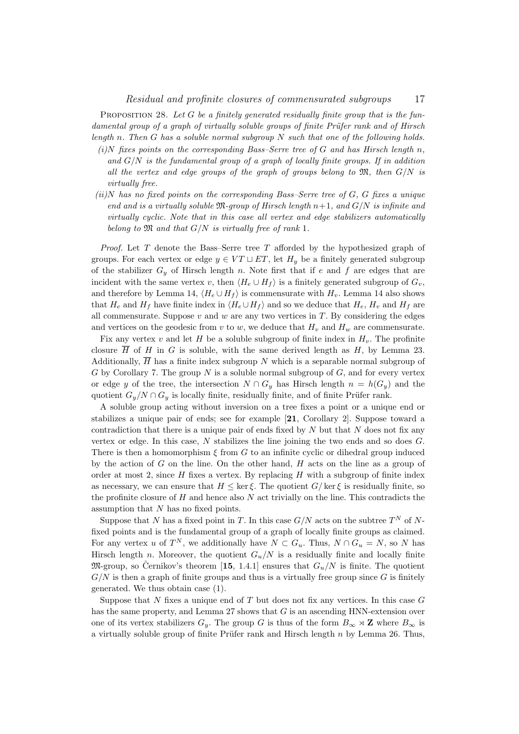Proposition 28. *Let $G$ be a finitely generated residually finite group that is the fundamental group of a graph of virtually soluble groups of finite Prüfer rank and of Hirsch length $n$. Then $G$ has a soluble normal subgroup $N$ such that one of the following holds.*

*(i) $N$ fixes points on the corresponding Bass–Serre tree of $G$ and has Hirsch length $n$, and $G/N$ is the fundamental group of a graph of locally finite groups. If in addition all the vertex and edge groups of the graph of groups belong to $\mathfrak{M}$, then $G/N$ is virtually free.*

*(ii) $N$ has no fixed points on the corresponding Bass–Serre tree of $G$, $G$ fixes a unique end and is a virtually soluble $\mathfrak{M}$-group of Hirsch length $n+1$, and $G/N$ is infinite and virtually cyclic. Note that in this case all vertex and edge stabilizers automatically belong to $\mathfrak{M}$ and that $G/N$ is virtually free of rank 1.*

*Proof.* Let $T$ denote the Bass–Serre tree $T$ afforded by the hypothesized graph of groups. For each vertex or edge $y \in VT \sqcup ET$, let $H_y$ be a finitely generated subgroup of the stabilizer $G_y$ of Hirsch length $n$. Note first that if $e$ and $f$ are edges that are incident with the same vertex $v$, then $\langle H_e \cup H_f \rangle$ is a finitely generated subgroup of $G_v$, and therefore by Lemma 14, $\langle H_e \cup H_f \rangle$ is commensurate with $H_v$. Lemma 14 also shows that $H_e$ and $H_f$ have finite index in $\langle H_e \cup H_f \rangle$ and so we deduce that $H_e$, $H_v$ and $H_f$ are all commensurate. Suppose $v$ and $w$ are any two vertices in $T$. By considering the edges and vertices on the geodesic from $v$ to $w$, we deduce that $H_v$ and $H_w$ are commensurate.

Fix any vertex $v$ and let $H$ be a soluble subgroup of finite index in $H_v$. The profinite closure $\overline{H}$ of $H$ in $G$ is soluble, with the same derived length as $H$, by Lemma 23. Additionally, $\overline{H}$ has a finite index subgroup $N$ which is a separable normal subgroup of $G$ by Corollary 7. The group $N$ is a soluble normal subgroup of $G$, and for every vertex or edge $y$ of the tree, the intersection $N \cap G_y$ has Hirsch length $n = h(G_y)$ and the quotient $G_y/N \cap G_y$ is locally finite, residually finite, and of finite Prüfer rank.

A soluble group acting without inversion on a tree fixes a point or a unique end or stabilizes a unique pair of ends; see for example [**21**, Corollary 2]. Suppose toward a contradiction that there is a unique pair of ends fixed by $N$ but that $N$ does not fix any vertex or edge. In this case, $N$ stabilizes the line joining the two ends and so does $G$. There is then a homomorphism $\xi$ from $G$ to an infinite cyclic or dihedral group induced by the action of $G$ on the line. On the other hand, $H$ acts on the line as a group of order at most 2, since $H$ fixes a vertex. By replacing $H$ with a subgroup of finite index as necessary, we can ensure that $H \leq \ker \xi$. The quotient $G/\ker \xi$ is residually finite, so the profinite closure of $H$ and hence also $N$ act trivially on the line. This contradicts the assumption that $N$ has no fixed points.

Suppose that $N$ has a fixed point in $T$. In this case $G/N$ acts on the subtree $T^N$ of $N$-fixed points and is the fundamental group of a graph of locally finite groups as claimed. For any vertex $u$ of $T^N$, we additionally have $N \subset G_u$. Thus, $N \cap G_u = N$, so $N$ has Hirsch length $n$. Moreover, the quotient $G_u/N$ is a residually finite and locally finite $\mathfrak{M}$-group, so Černikov's theorem [**15**, 1.4.1] ensures that $G_u/N$ is finite. The quotient $G/N$ is then a graph of finite groups and thus is a virtually free group since $G$ is finitely generated. We thus obtain case (1).

Suppose that $N$ fixes a unique end of $T$ but does not fix any vertices. In this case $G$ has the same property, and Lemma 27 shows that $G$ is an ascending HNN-extension over one of its vertex stabilizers $G_y$. The group $G$ is thus of the form $B_\infty \rtimes \mathbf{Z}$ where $B_\infty$ is a virtually soluble group of finite Prüfer rank and Hirsch length $n$ by Lemma 26. Thus,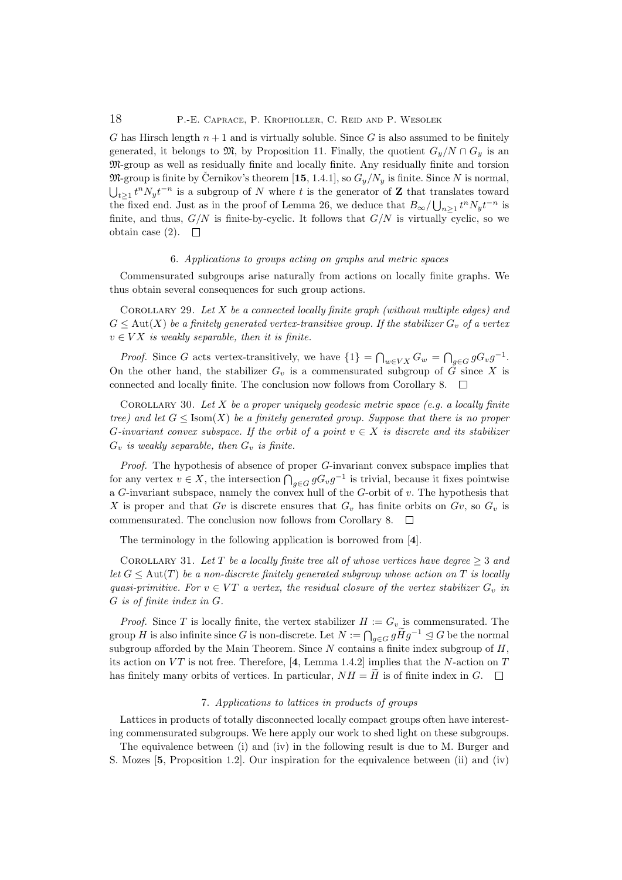$G$ has Hirsch length $n+1$ and is virtually soluble. Since $G$ is also assumed to be finitely generated, it belongs to $\mathfrak{M}$, by Proposition 11. Finally, the quotient $G_y/N \cap G_y$ is an $\mathfrak{M}$-group as well as residually finite and locally finite. Any residually finite and torsion $\mathfrak{M}$-group is finite by Černikov's theorem [**15**, 1.4.1], so $G_y/N_y$ is finite. Since $N$ is normal, $\bigcup_{t\geq 1} t^n N_y t^{-n}$ is a subgroup of $N$ where $t$ is the generator of $\mathbf{Z}$ that translates toward the fixed end. Just as in the proof of Lemma 26, we deduce that $B_\infty / \bigcup_{n\geq 1} t^n N_y t^{-n}$ is finite, and thus, $G/N$ is finite-by-cyclic. It follows that $G/N$ is virtually cyclic, so we obtain case (2). $\square$

## 6. *Applications to groups acting on graphs and metric spaces*

Commensurated subgroups arise naturally from actions on locally finite graphs. We thus obtain several consequences for such group actions.

Corollary 29. *Let $X$ be a connected locally finite graph (without multiple edges) and $G \leq \mathrm{Aut}(X)$ be a finitely generated vertex-transitive group. If the stabilizer $G_v$ of a vertex $v \in VX$ is weakly separable, then it is finite.*

*Proof.* Since $G$ acts vertex-transitively, we have $\{1\} = \bigcap_{w\in VX} G_w = \bigcap_{g\in G} gG_v g^{-1}$. On the other hand, the stabilizer $G_v$ is a commensurated subgroup of $G$ since $X$ is connected and locally finite. The conclusion now follows from Corollary 8. $\square$

Corollary 30. *Let $X$ be a proper uniquely geodesic metric space (e.g. a locally finite tree) and let $G \leq \mathrm{Isom}(X)$ be a finitely generated group. Suppose that there is no proper $G$-invariant convex subspace. If the orbit of a point $v \in X$ is discrete and its stabilizer $G_v$ is weakly separable, then $G_v$ is finite.*

*Proof.* The hypothesis of absence of proper $G$-invariant convex subspace implies that for any vertex $v \in X$, the intersection $\bigcap_{g\in G} gG_v g^{-1}$ is trivial, because it fixes pointwise a $G$-invariant subspace, namely the convex hull of the $G$-orbit of $v$. The hypothesis that $X$ is proper and that $Gv$ is discrete ensures that $G_v$ has finite orbits on $Gv$, so $G_v$ is commensurated. The conclusion now follows from Corollary 8. $\square$

The terminology in the following application is borrowed from [**4**].

Corollary 31. *Let $T$ be a locally finite tree all of whose vertices have degree $\geq 3$ and let $G \leq \mathrm{Aut}(T)$ be a non-discrete finitely generated subgroup whose action on $T$ is locally quasi-primitive. For $v \in VT$ a vertex, the residual closure of the vertex stabilizer $G_v$ in $G$ is of finite index in $G$.*

*Proof.* Since $T$ is locally finite, the vertex stabilizer $H := G_v$ is commensurated. The group $H$ is also infinite since $G$ is non-discrete. Let $N := \bigcap_{g\in G} g\widetilde{H}g^{-1} \trianglelefteq G$ be the normal subgroup afforded by the Main Theorem. Since $N$ contains a finite index subgroup of $H$, its action on $VT$ is not free. Therefore, [**4**, Lemma 1.4.2] implies that the $N$-action on $T$ has finitely many orbits of vertices. In particular, $NH = \widetilde{H}$ is of finite index in $G$. $\square$

## 7. *Applications to lattices in products of groups*

Lattices in products of totally disconnected locally compact groups often have interesting commensurated subgroups. We here apply our work to shed light on these subgroups.

The equivalence between (i) and (iv) in the following result is due to M. Burger and S. Mozes [**5**, Proposition 1.2]. Our inspiration for the equivalence between (ii) and (iv)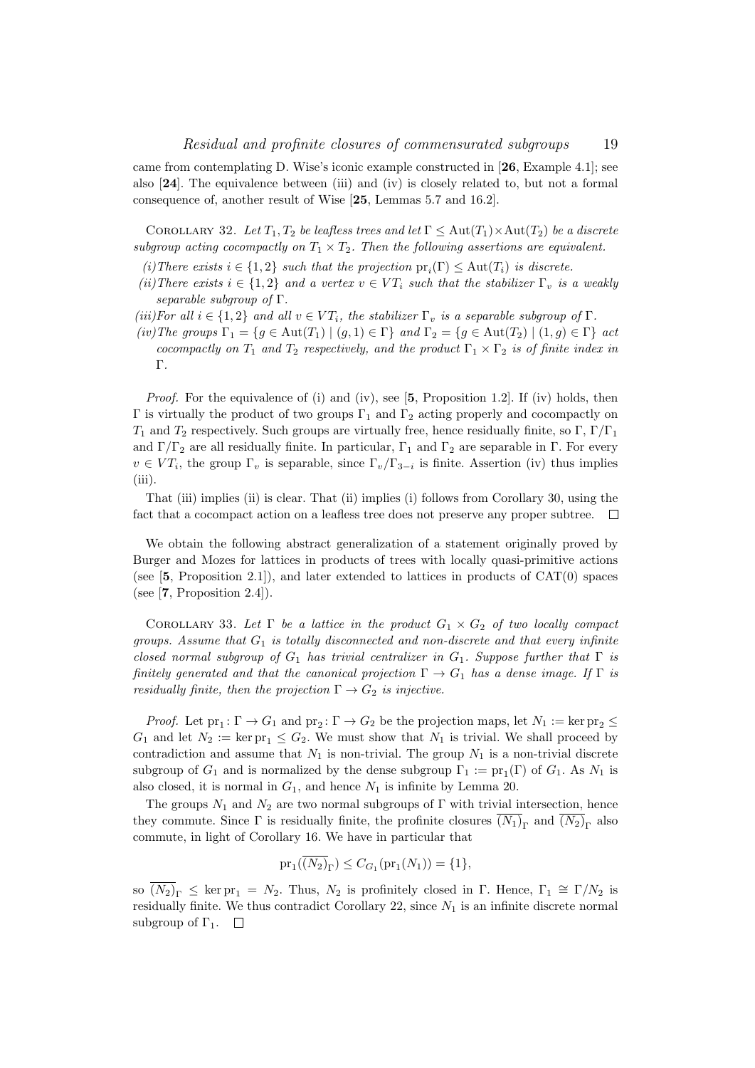came from contemplating D. Wise's iconic example constructed in [**26**, Example 4.1]; see also [**24**]. The equivalence between (iii) and (iv) is closely related to, but not a formal consequence of, another result of Wise [**25**, Lemmas 5.7 and 16.2].

COROLLARY 32. *Let $T_1, T_2$ be leafless trees and let $\Gamma \leq \mathrm{Aut}(T_1) \times \mathrm{Aut}(T_2)$ be a discrete subgroup acting cocompactly on $T_1 \times T_2$. Then the following assertions are equivalent.*

*(i) There exists $i \in \{1, 2\}$ such that the projection $\mathrm{pr}_i(\Gamma) \leq \mathrm{Aut}(T_i)$ is discrete.*

*(ii) There exists $i \in \{1, 2\}$ and a vertex $v \in VT_i$ such that the stabilizer $\Gamma_v$ is a weakly separable subgroup of $\Gamma$.*

*(iii) For all $i \in \{1, 2\}$ and all $v \in VT_i$, the stabilizer $\Gamma_v$ is a separable subgroup of $\Gamma$.*

*(iv) The groups $\Gamma_1 = \{g \in \mathrm{Aut}(T_1) \mid (g, 1) \in \Gamma\}$ and $\Gamma_2 = \{g \in \mathrm{Aut}(T_2) \mid (1, g) \in \Gamma\}$ act cocompactly on $T_1$ and $T_2$ respectively, and the product $\Gamma_1 \times \Gamma_2$ is of finite index in $\Gamma$.*

*Proof.* For the equivalence of (i) and (iv), see [**5**, Proposition 1.2]. If (iv) holds, then $\Gamma$ is virtually the product of two groups $\Gamma_1$ and $\Gamma_2$ acting properly and cocompactly on $T_1$ and $T_2$ respectively. Such groups are virtually free, hence residually finite, so $\Gamma$, $\Gamma/\Gamma_1$ and $\Gamma/\Gamma_2$ are all residually finite. In particular, $\Gamma_1$ and $\Gamma_2$ are separable in $\Gamma$. For every $v \in VT_i$, the group $\Gamma_v$ is separable, since $\Gamma_v/\Gamma_{3-i}$ is finite. Assertion (iv) thus implies (iii).

That (iii) implies (ii) is clear. That (ii) implies (i) follows from Corollary 30, using the fact that a cocompact action on a leafless tree does not preserve any proper subtree. $\square$

We obtain the following abstract generalization of a statement originally proved by Burger and Mozes for lattices in products of trees with locally quasi-primitive actions (see [**5**, Proposition 2.1]), and later extended to lattices in products of CAT(0) spaces (see [**7**, Proposition 2.4]).

COROLLARY 33. *Let $\Gamma$ be a lattice in the product $G_1 \times G_2$ of two locally compact groups. Assume that $G_1$ is totally disconnected and non-discrete and that every infinite closed normal subgroup of $G_1$ has trivial centralizer in $G_1$. Suppose further that $\Gamma$ is finitely generated and that the canonical projection $\Gamma \to G_1$ has a dense image. If $\Gamma$ is residually finite, then the projection $\Gamma \to G_2$ is injective.*

*Proof.* Let $\mathrm{pr}_1 \colon \Gamma \to G_1$ and $\mathrm{pr}_2 \colon \Gamma \to G_2$ be the projection maps, let $N_1 := \ker \mathrm{pr}_2 \leq G_1$ and let $N_2 := \ker \mathrm{pr}_1 \leq G_2$. We must show that $N_1$ is trivial. We shall proceed by contradiction and assume that $N_1$ is non-trivial. The group $N_1$ is a non-trivial discrete subgroup of $G_1$ and is normalized by the dense subgroup $\Gamma_1 := \mathrm{pr}_1(\Gamma)$ of $G_1$. As $N_1$ is also closed, it is normal in $G_1$, and hence $N_1$ is infinite by Lemma 20.

The groups $N_1$ and $N_2$ are two normal subgroups of $\Gamma$ with trivial intersection, hence they commute. Since $\Gamma$ is residually finite, the profinite closures $\overline{(N_1)}_\Gamma$ and $\overline{(N_2)}_\Gamma$ also commute, in light of Corollary 16. We have in particular that

$$\mathrm{pr}_1(\overline{(N_2)}_\Gamma) \leq C_{G_1}(\mathrm{pr}_1(N_1)) = \{1\},$$

so $\overline{(N_2)}_\Gamma \leq \ker \mathrm{pr}_1 = N_2$. Thus, $N_2$ is profinitely closed in $\Gamma$. Hence, $\Gamma_1 \cong \Gamma/N_2$ is residually finite. We thus contradict Corollary 22, since $N_1$ is an infinite discrete normal subgroup of $\Gamma_1$. $\square$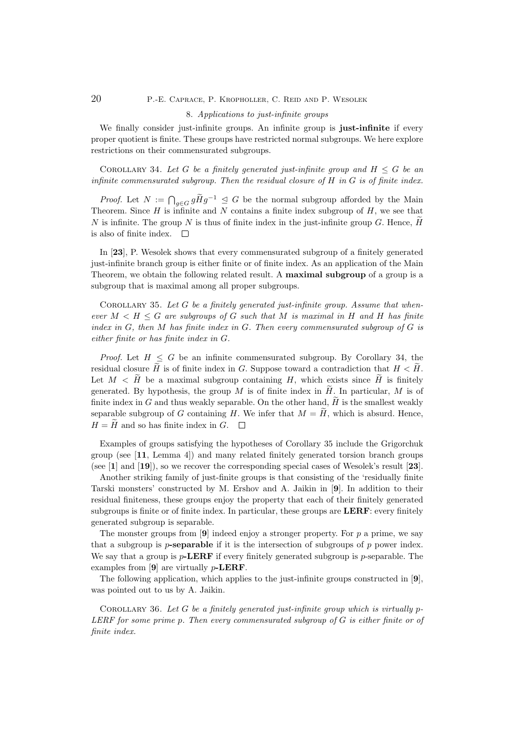## 8. *Applications to just-infinite groups*

We finally consider just-infinite groups. An infinite group is **just-infinite** if every proper quotient is finite. These groups have restricted normal subgroups. We here explore restrictions on their commensurated subgroups.

Corollary 34. *Let $G$ be a finitely generated just-infinite group and $H \leq G$ be an infinite commensurated subgroup. Then the residual closure of $H$ in $G$ is of finite index.*

*Proof.* Let $N := \bigcap_{g \in G} g\widetilde{H}g^{-1} \trianglelefteq G$ be the normal subgroup afforded by the Main Theorem. Since $H$ is infinite and $N$ contains a finite index subgroup of $H$, we see that $N$ is infinite. The group $N$ is thus of finite index in the just-infinite group $G$. Hence, $\widetilde{H}$ is also of finite index. □

In [**23**], P. Wesolek shows that every commensurated subgroup of a finitely generated just-infinite branch group is either finite or of finite index. As an application of the Main Theorem, we obtain the following related result. A **maximal subgroup** of a group is a subgroup that is maximal among all proper subgroups.

Corollary 35. *Let $G$ be a finitely generated just-infinite group. Assume that whenever $M < H \leq G$ are subgroups of $G$ such that $M$ is maximal in $H$ and $H$ has finite index in $G$, then $M$ has finite index in $G$. Then every commensurated subgroup of $G$ is either finite or has finite index in $G$.*

*Proof.* Let $H \leq G$ be an infinite commensurated subgroup. By Corollary 34, the residual closure $\widetilde{H}$ is of finite index in $G$. Suppose toward a contradiction that $H < \widetilde{H}$. Let $M < \widetilde{H}$ be a maximal subgroup containing $H$, which exists since $\widetilde{H}$ is finitely generated. By hypothesis, the group $M$ is of finite index in $\widetilde{H}$. In particular, $M$ is of finite index in $G$ and thus weakly separable. On the other hand, $\widetilde{H}$ is the smallest weakly separable subgroup of $G$ containing $H$. We infer that $M = \widetilde{H}$, which is absurd. Hence, $H = \widetilde{H}$ and so has finite index in $G$. □

Examples of groups satisfying the hypotheses of Corollary 35 include the Grigorchuk group (see [**11**, Lemma 4]) and many related finitely generated torsion branch groups (see [**1**] and [**19**]), so we recover the corresponding special cases of Wesolek's result [**23**].

Another striking family of just-finite groups is that consisting of the 'residually finite Tarski monsters' constructed by M. Ershov and A. Jaikin in [**9**]. In addition to their residual finiteness, these groups enjoy the property that each of their finitely generated subgroups is finite or of finite index. In particular, these groups are **LERF**: every finitely generated subgroup is separable.

The monster groups from [**9**] indeed enjoy a stronger property. For $p$ a prime, we say that a subgroup is **$p$-separable** if it is the intersection of subgroups of $p$ power index. We say that a group is **$p$-LERF** if every finitely generated subgroup is $p$-separable. The examples from [**9**] are virtually **$p$-LERF**.

The following application, which applies to the just-infinite groups constructed in [**9**], was pointed out to us by A. Jaikin.

Corollary 36. *Let $G$ be a finitely generated just-infinite group which is virtually $p$-LERF for some prime $p$. Then every commensurated subgroup of $G$ is either finite or of finite index.*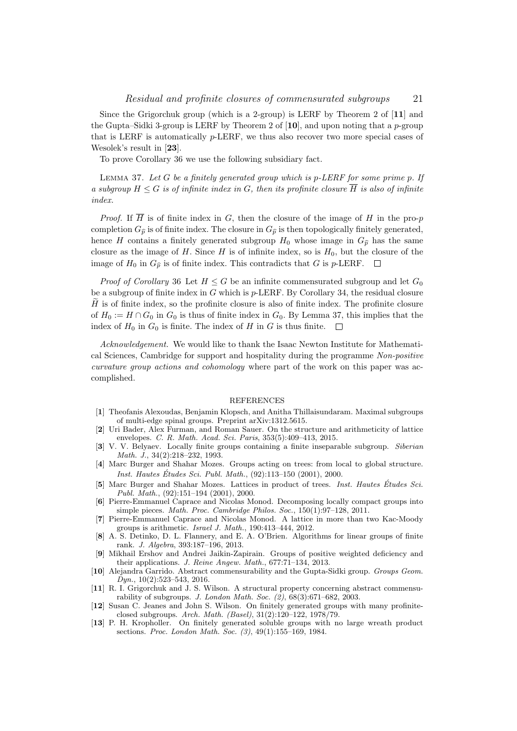Since the Grigorchuk group (which is a 2-group) is LERF by Theorem 2 of [**11**] and the Gupta–Sidki 3-group is LERF by Theorem 2 of [**10**], and upon noting that a $p$-group that is LERF is automatically $p$-LERF, we thus also recover two more special cases of Wesolek's result in [**23**].

To prove Corollary 36 we use the following subsidiary fact.

LEMMA 37. *Let $G$ be a finitely generated group which is $p$-LERF for some prime $p$. If a subgroup $H \leq G$ is of infinite index in $G$, then its profinite closure $\overline{H}$ is also of infinite index.*

*Proof.* If $\overline{H}$ is of finite index in $G$, then the closure of the image of $H$ in the pro-$p$ completion $G_{\widehat{p}}$ is of finite index. The closure in $G_{\widehat{p}}$ is then topologically finitely generated, hence $H$ contains a finitely generated subgroup $H_0$ whose image in $G_{\widehat{p}}$ has the same closure as the image of $H$. Since $H$ is of infinite index, so is $H_0$, but the closure of the image of $H_0$ in $G_{\widehat{p}}$ is of finite index. This contradicts that $G$ is $p$-LERF. $\square$

*Proof of Corollary* 36 Let $H \leq G$ be an infinite commensurated subgroup and let $G_0$ be a subgroup of finite index in $G$ which is $p$-LERF. By Corollary 34, the residual closure $\widetilde{H}$ is of finite index, so the profinite closure is also of finite index. The profinite closure of $H_0 := H \cap G_0$ in $G_0$ is thus of finite index in $G_0$. By Lemma 37, this implies that the index of $H_0$ in $G_0$ is finite. The index of $H$ in $G$ is thus finite. $\square$

*Acknowledgement.* We would like to thank the Isaac Newton Institute for Mathematical Sciences, Cambridge for support and hospitality during the programme *Non-positive curvature group actions and cohomology* where part of the work on this paper was accomplished.

## REFERENCES

[**1**] Theofanis Alexoudas, Benjamin Klopsch, and Anitha Thillaisundaram. Maximal subgroups of multi-edge spinal groups. Preprint arXiv:1312.5615.

[**2**] Uri Bader, Alex Furman, and Roman Sauer. On the structure and arithmeticity of lattice envelopes. *C. R. Math. Acad. Sci. Paris*, 353(5):409–413, 2015.

[**3**] V. V. Belyaev. Locally finite groups containing a finite inseparable subgroup. *Siberian Math. J.*, 34(2):218–232, 1993.

[**4**] Marc Burger and Shahar Mozes. Groups acting on trees: from local to global structure. *Inst. Hautes Études Sci. Publ. Math.*, (92):113–150 (2001), 2000.

[**5**] Marc Burger and Shahar Mozes. Lattices in product of trees. *Inst. Hautes Études Sci. Publ. Math.*, (92):151–194 (2001), 2000.

[**6**] Pierre-Emmanuel Caprace and Nicolas Monod. Decomposing locally compact groups into simple pieces. *Math. Proc. Cambridge Philos. Soc.*, 150(1):97–128, 2011.

[**7**] Pierre-Emmanuel Caprace and Nicolas Monod. A lattice in more than two Kac-Moody groups is arithmetic. *Israel J. Math.*, 190:413–444, 2012.

[**8**] A. S. Detinko, D. L. Flannery, and E. A. O'Brien. Algorithms for linear groups of finite rank. *J. Algebra*, 393:187–196, 2013.

[**9**] Mikhail Ershov and Andrei Jaikin-Zapirain. Groups of positive weighted deficiency and their applications. *J. Reine Angew. Math.*, 677:71–134, 2013.

[**10**] Alejandra Garrido. Abstract commensurability and the Gupta-Sidki group. *Groups Geom. Dyn.*, 10(2):523–543, 2016.

[**11**] R. I. Grigorchuk and J. S. Wilson. A structural property concerning abstract commensurability of subgroups. *J. London Math. Soc. (2)*, 68(3):671–682, 2003.

[**12**] Susan C. Jeanes and John S. Wilson. On finitely generated groups with many profinite-closed subgroups. *Arch. Math. (Basel)*, 31(2):120–122, 1978/79.

[**13**] P. H. Kropholler. On finitely generated soluble groups with no large wreath product sections. *Proc. London Math. Soc. (3)*, 49(1):155–169, 1984.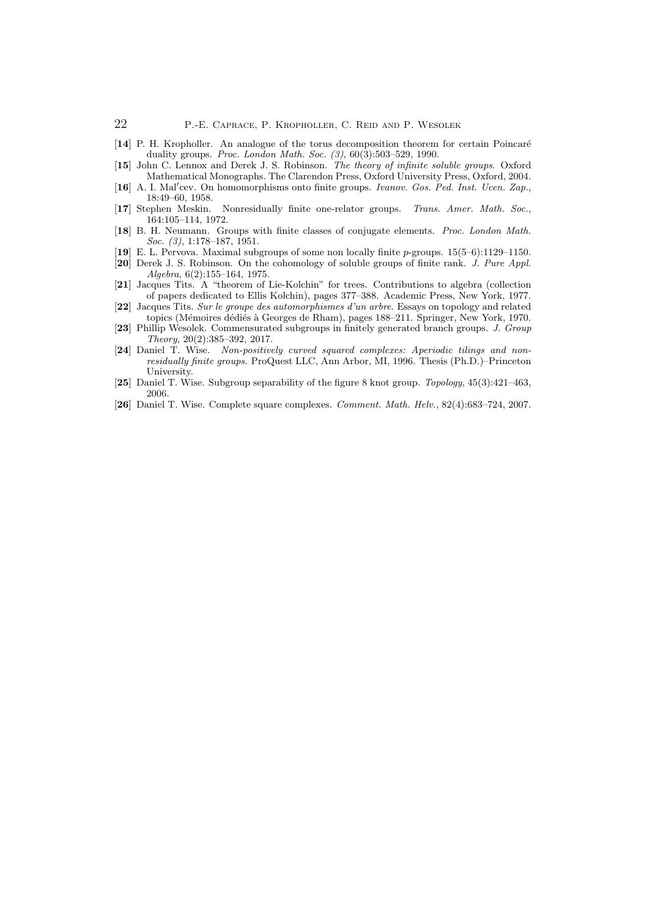[**14**] P. H. Kropholler. An analogue of the torus decomposition theorem for certain Poincaré duality groups. *Proc. London Math. Soc. (3)*, 60(3):503–529, 1990.

[**15**] John C. Lennox and Derek J. S. Robinson. *The theory of infinite soluble groups*. Oxford Mathematical Monographs. The Clarendon Press, Oxford University Press, Oxford, 2004.

[**16**] A. I. Mal′cev. On homomorphisms onto finite groups. *Ivanov. Gos. Ped. Inst. Ucen. Zap.*, 18:49–60, 1958.

[**17**] Stephen Meskin. Nonresidually finite one-relator groups. *Trans. Amer. Math. Soc.*, 164:105–114, 1972.

[**18**] B. H. Neumann. Groups with finite classes of conjugate elements. *Proc. London Math. Soc. (3)*, 1:178–187, 1951.

[**19**] E. L. Pervova. Maximal subgroups of some non locally finite $p$-groups. 15(5–6):1129–1150.

[**20**] Derek J. S. Robinson. On the cohomology of soluble groups of finite rank. *J. Pure Appl. Algebra*, 6(2):155–164, 1975.

[**21**] Jacques Tits. A "theorem of Lie-Kolchin" for trees. Contributions to algebra (collection of papers dedicated to Ellis Kolchin), pages 377–388. Academic Press, New York, 1977.

[**22**] Jacques Tits. *Sur le groupe des automorphismes d'un arbre*. Essays on topology and related topics (Mémoires dédiés à Georges de Rham), pages 188–211. Springer, New York, 1970.

[**23**] Phillip Wesolek. Commensurated subgroups in finitely generated branch groups. *J. Group Theory*, 20(2):385–392, 2017.

[**24**] Daniel T. Wise. *Non-positively curved squared complexes: Aperiodic tilings and non-residually finite groups*. ProQuest LLC, Ann Arbor, MI, 1996. Thesis (Ph.D.)–Princeton University.

[**25**] Daniel T. Wise. Subgroup separability of the figure 8 knot group. *Topology*, 45(3):421–463, 2006.

[**26**] Daniel T. Wise. Complete square complexes. *Comment. Math. Helv.*, 82(4):683–724, 2007.